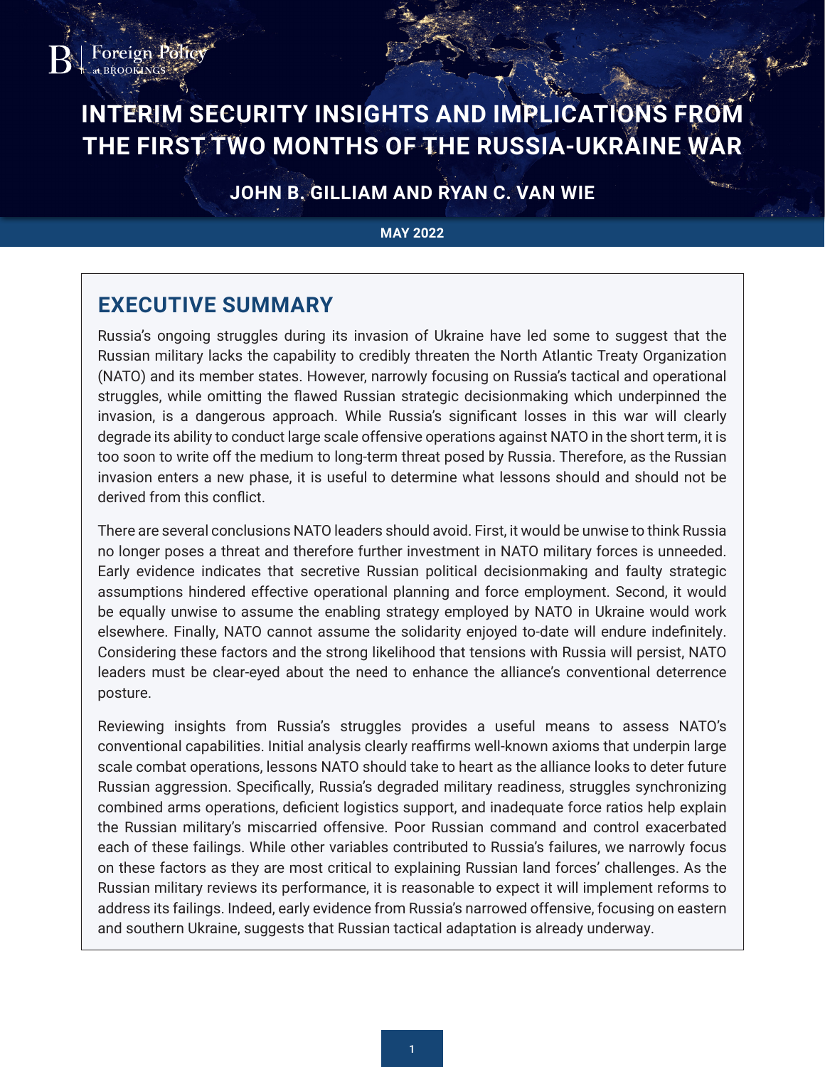Foreign Policy at BROOKINGS

# INTERIM SECURITY INSIGHTS AND IMPLICATIONS FROM THE FIRST TWO MONTHS OF THE RUSSIA-UKRAINE WAR

**JOHN B. GILLIAM AND RYAN C. VAN WIE**

**MAY 2022**

## EXECUTIVE SUMMARY

Russia's ongoing struggles during its invasion of Ukraine have led some to suggest that the Russian military lacks the capability to credibly threaten the North Atlantic Treaty Organization (NATO) and its member states. However, narrowly focusing on Russia's tactical and operational struggles, while omitting the flawed Russian strategic decisionmaking which underpinned the invasion, is a dangerous approach. While Russia's significant losses in this war will clearly degrade its ability to conduct large scale offensive operations against NATO in the short term, it is too soon to write off the medium to long-term threat posed by Russia. Therefore, as the Russian invasion enters a new phase, it is useful to determine what lessons should and should not be derived from this conflict.

There are several conclusions NATO leaders should avoid. First, it would be unwise to think Russia no longer poses a threat and therefore further investment in NATO military forces is unneeded. Early evidence indicates that secretive Russian political decisionmaking and faulty strategic assumptions hindered effective operational planning and force employment. Second, it would be equally unwise to assume the enabling strategy employed by NATO in Ukraine would work elsewhere. Finally, NATO cannot assume the solidarity enjoyed to-date will endure indefinitely. Considering these factors and the strong likelihood that tensions with Russia will persist, NATO leaders must be clear-eyed about the need to enhance the alliance's conventional deterrence posture.

Reviewing insights from Russia's struggles provides a useful means to assess NATO's conventional capabilities. Initial analysis clearly reaffirms well-known axioms that underpin large scale combat operations, lessons NATO should take to heart as the alliance looks to deter future Russian aggression. Specifically, Russia's degraded military readiness, struggles synchronizing combined arms operations, deficient logistics support, and inadequate force ratios help explain the Russian military's miscarried offensive. Poor Russian command and control exacerbated each of these failings. While other variables contributed to Russia's failures, we narrowly focus on these factors as they are most critical to explaining Russian land forces' challenges. As the Russian military reviews its performance, it is reasonable to expect it will implement reforms to address its failings. Indeed, early evidence from Russia's narrowed offensive, focusing on eastern and southern Ukraine, suggests that Russian tactical adaptation is already underway.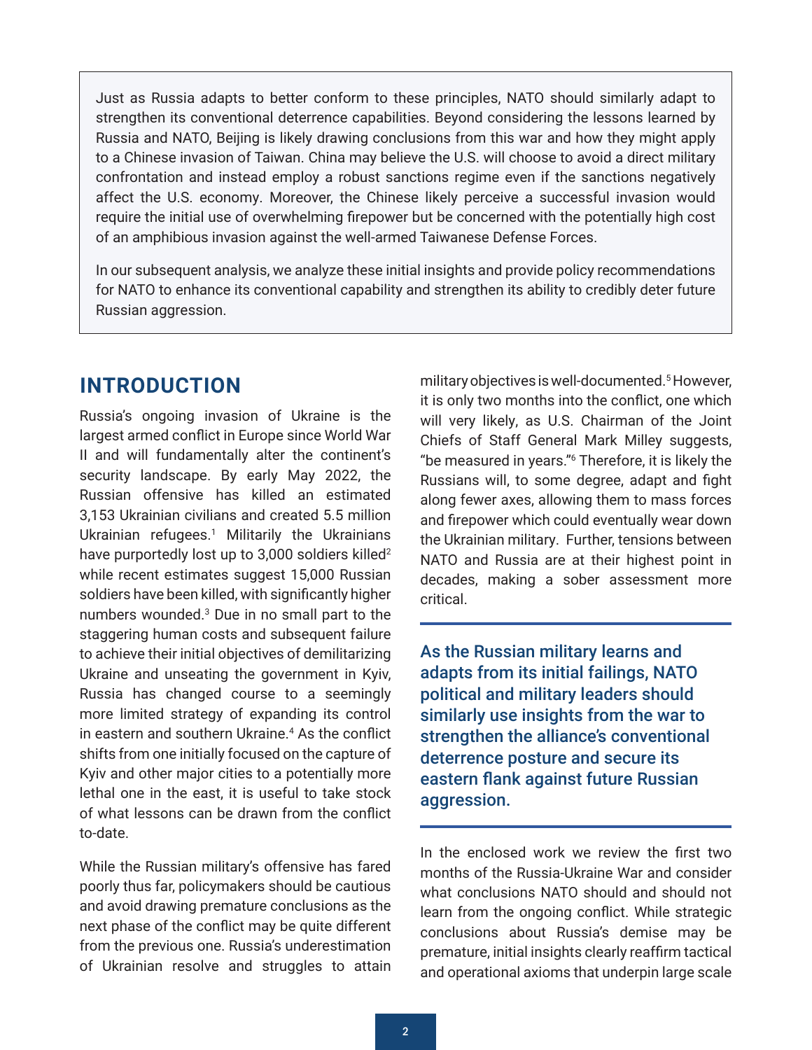Just as Russia adapts to better conform to these principles, NATO should similarly adapt to strengthen its conventional deterrence capabilities. Beyond considering the lessons learned by Russia and NATO, Beijing is likely drawing conclusions from this war and how they might apply to a Chinese invasion of Taiwan. China may believe the U.S. will choose to avoid a direct military confrontation and instead employ a robust sanctions regime even if the sanctions negatively affect the U.S. economy. Moreover, the Chinese likely perceive a successful invasion would require the initial use of overwhelming firepower but be concerned with the potentially high cost of an amphibious invasion against the well-armed Taiwanese Defense Forces.

In our subsequent analysis, we analyze these initial insights and provide policy recommendations for NATO to enhance its conventional capability and strengthen its ability to credibly deter future Russian aggression.

## INTRODUCTION

Russia's ongoing invasion of Ukraine is the largest armed conflict in Europe since World War II and will fundamentally alter the continent's security landscape. By early May 2022, the Russian offensive has killed an estimated 3,153 Ukrainian civilians and created 5.5 million Ukrainian refugees.[1] Militarily the Ukrainians have purportedly lost up to 3,000 soldiers killed[2] while recent estimates suggest 15,000 Russian soldiers have been killed, with significantly higher numbers wounded.[3] Due in no small part to the staggering human costs and subsequent failure to achieve their initial objectives of demilitarizing Ukraine and unseating the government in Kyiv, Russia has changed course to a seemingly more limited strategy of expanding its control in eastern and southern Ukraine.[4] As the conflict shifts from one initially focused on the capture of Kyiv and other major cities to a potentially more lethal one in the east, it is useful to take stock of what lessons can be drawn from the conflict to-date.

While the Russian military's offensive has fared poorly thus far, policymakers should be cautious and avoid drawing premature conclusions as the next phase of the conflict may be quite different from the previous one. Russia's underestimation of Ukrainian resolve and struggles to attain military objectives is well-documented.[5] However, it is only two months into the conflict, one which will very likely, as U.S. Chairman of the Joint Chiefs of Staff General Mark Milley suggests, "be measured in years."[6] Therefore, it is likely the Russians will, to some degree, adapt and fight along fewer axes, allowing them to mass forces and firepower which could eventually wear down the Ukrainian military. Further, tensions between NATO and Russia are at their highest point in decades, making a sober assessment more critical.

**As the Russian military learns and adapts from its initial failings, NATO political and military leaders should similarly use insights from the war to strengthen the alliance's conventional deterrence posture and secure its eastern flank against future Russian aggression.**

In the enclosed work we review the first two months of the Russia-Ukraine War and consider what conclusions NATO should and should not learn from the ongoing conflict. While strategic conclusions about Russia's demise may be premature, initial insights clearly reaffirm tactical and operational axioms that underpin large scale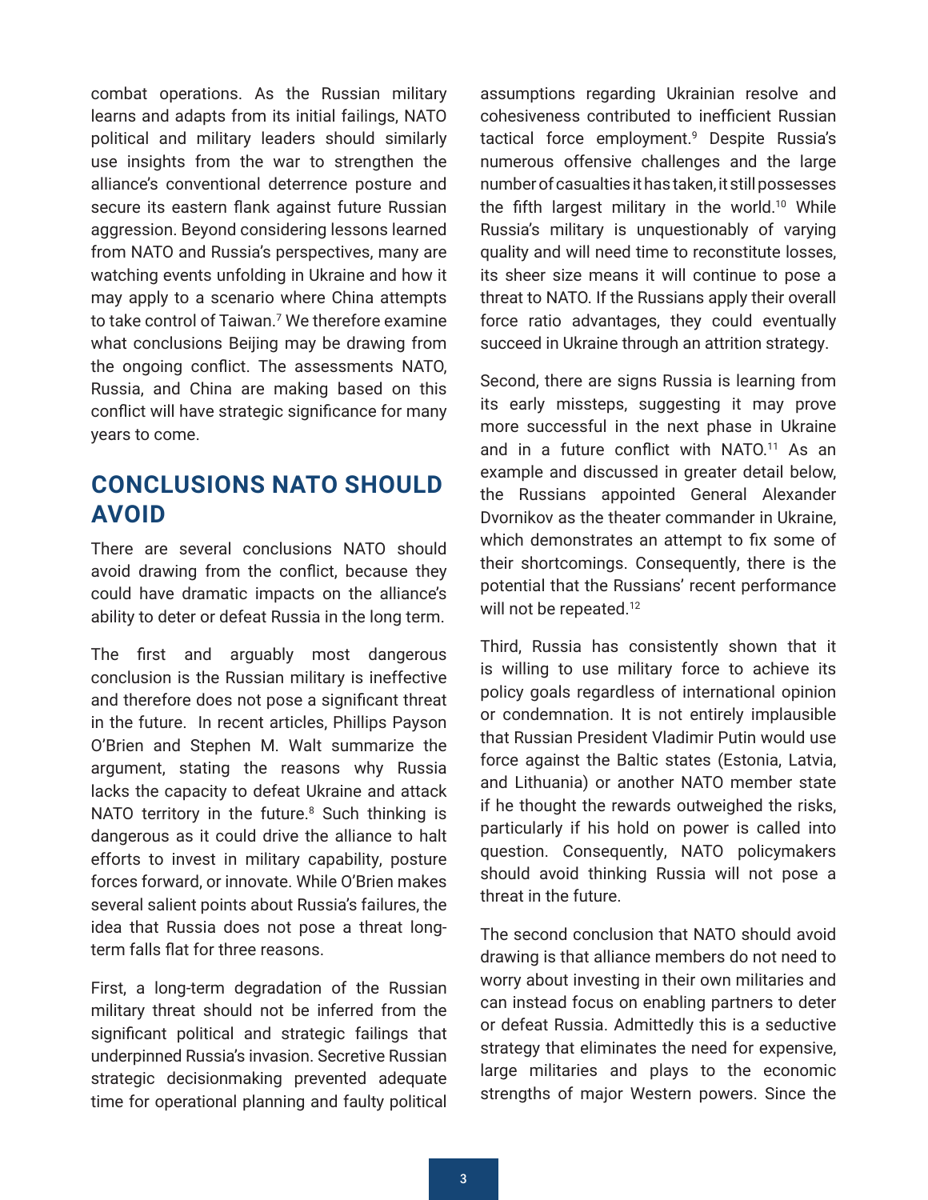combat operations. As the Russian military learns and adapts from its initial failings, NATO political and military leaders should similarly use insights from the war to strengthen the alliance's conventional deterrence posture and secure its eastern flank against future Russian aggression. Beyond considering lessons learned from NATO and Russia's perspectives, many are watching events unfolding in Ukraine and how it may apply to a scenario where China attempts to take control of Taiwan.[7] We therefore examine what conclusions Beijing may be drawing from the ongoing conflict. The assessments NATO, Russia, and China are making based on this conflict will have strategic significance for many years to come.

## CONCLUSIONS NATO SHOULD AVOID

There are several conclusions NATO should avoid drawing from the conflict, because they could have dramatic impacts on the alliance's ability to deter or defeat Russia in the long term.

The first and arguably most dangerous conclusion is the Russian military is ineffective and therefore does not pose a significant threat in the future. In recent articles, Phillips Payson O'Brien and Stephen M. Walt summarize the argument, stating the reasons why Russia lacks the capacity to defeat Ukraine and attack NATO territory in the future.[8] Such thinking is dangerous as it could drive the alliance to halt efforts to invest in military capability, posture forces forward, or innovate. While O'Brien makes several salient points about Russia's failures, the idea that Russia does not pose a threat long-term falls flat for three reasons.

First, a long-term degradation of the Russian military threat should not be inferred from the significant political and strategic failings that underpinned Russia's invasion. Secretive Russian strategic decisionmaking prevented adequate time for operational planning and faulty political assumptions regarding Ukrainian resolve and cohesiveness contributed to inefficient Russian tactical force employment.[9] Despite Russia's numerous offensive challenges and the large number of casualties it has taken, it still possesses the fifth largest military in the world.[10] While Russia's military is unquestionably of varying quality and will need time to reconstitute losses, its sheer size means it will continue to pose a threat to NATO. If the Russians apply their overall force ratio advantages, they could eventually succeed in Ukraine through an attrition strategy.

Second, there are signs Russia is learning from its early missteps, suggesting it may prove more successful in the next phase in Ukraine and in a future conflict with NATO.[11] As an example and discussed in greater detail below, the Russians appointed General Alexander Dvornikov as the theater commander in Ukraine, which demonstrates an attempt to fix some of their shortcomings. Consequently, there is the potential that the Russians' recent performance will not be repeated.[12]

Third, Russia has consistently shown that it is willing to use military force to achieve its policy goals regardless of international opinion or condemnation. It is not entirely implausible that Russian President Vladimir Putin would use force against the Baltic states (Estonia, Latvia, and Lithuania) or another NATO member state if he thought the rewards outweighed the risks, particularly if his hold on power is called into question. Consequently, NATO policymakers should avoid thinking Russia will not pose a threat in the future.

The second conclusion that NATO should avoid drawing is that alliance members do not need to worry about investing in their own militaries and can instead focus on enabling partners to deter or defeat Russia. Admittedly this is a seductive strategy that eliminates the need for expensive, large militaries and plays to the economic strengths of major Western powers. Since the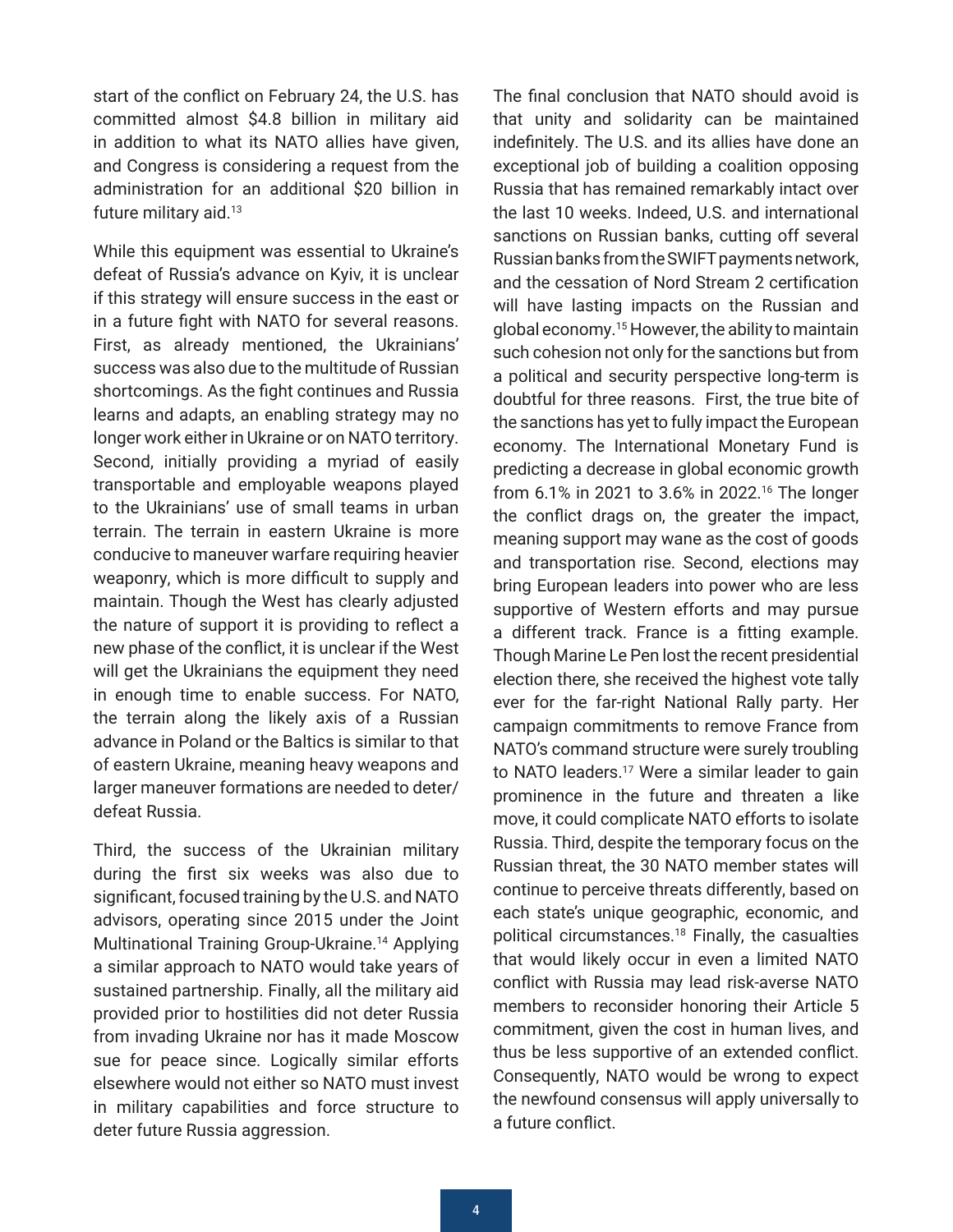start of the conflict on February 24, the U.S. has committed almost $4.8 billion in military aid in addition to what its NATO allies have given, and Congress is considering a request from the administration for an additional $20 billion in future military aid.[13]

While this equipment was essential to Ukraine's defeat of Russia's advance on Kyiv, it is unclear if this strategy will ensure success in the east or in a future fight with NATO for several reasons. First, as already mentioned, the Ukrainians' success was also due to the multitude of Russian shortcomings. As the fight continues and Russia learns and adapts, an enabling strategy may no longer work either in Ukraine or on NATO territory. Second, initially providing a myriad of easily transportable and employable weapons played to the Ukrainians' use of small teams in urban terrain. The terrain in eastern Ukraine is more conducive to maneuver warfare requiring heavier weaponry, which is more difficult to supply and maintain. Though the West has clearly adjusted the nature of support it is providing to reflect a new phase of the conflict, it is unclear if the West will get the Ukrainians the equipment they need in enough time to enable success. For NATO, the terrain along the likely axis of a Russian advance in Poland or the Baltics is similar to that of eastern Ukraine, meaning heavy weapons and larger maneuver formations are needed to deter/defeat Russia.

Third, the success of the Ukrainian military during the first six weeks was also due to significant, focused training by the U.S. and NATO advisors, operating since 2015 under the Joint Multinational Training Group-Ukraine.[14] Applying a similar approach to NATO would take years of sustained partnership. Finally, all the military aid provided prior to hostilities did not deter Russia from invading Ukraine nor has it made Moscow sue for peace since. Logically similar efforts elsewhere would not either so NATO must invest in military capabilities and force structure to deter future Russia aggression.

The final conclusion that NATO should avoid is that unity and solidarity can be maintained indefinitely. The U.S. and its allies have done an exceptional job of building a coalition opposing Russia that has remained remarkably intact over the last 10 weeks. Indeed, U.S. and international sanctions on Russian banks, cutting off several Russian banks from the SWIFT payments network, and the cessation of Nord Stream 2 certification will have lasting impacts on the Russian and global economy.[15] However, the ability to maintain such cohesion not only for the sanctions but from a political and security perspective long-term is doubtful for three reasons. First, the true bite of the sanctions has yet to fully impact the European economy. The International Monetary Fund is predicting a decrease in global economic growth from 6.1% in 2021 to 3.6% in 2022.[16] The longer the conflict drags on, the greater the impact, meaning support may wane as the cost of goods and transportation rise. Second, elections may bring European leaders into power who are less supportive of Western efforts and may pursue a different track. France is a fitting example. Though Marine Le Pen lost the recent presidential election there, she received the highest vote tally ever for the far-right National Rally party. Her campaign commitments to remove France from NATO's command structure were surely troubling to NATO leaders.[17] Were a similar leader to gain prominence in the future and threaten a like move, it could complicate NATO efforts to isolate Russia. Third, despite the temporary focus on the Russian threat, the 30 NATO member states will continue to perceive threats differently, based on each state's unique geographic, economic, and political circumstances.[18] Finally, the casualties that would likely occur in even a limited NATO conflict with Russia may lead risk-averse NATO members to reconsider honoring their Article 5 commitment, given the cost in human lives, and thus be less supportive of an extended conflict. Consequently, NATO would be wrong to expect the newfound consensus will apply universally to a future conflict.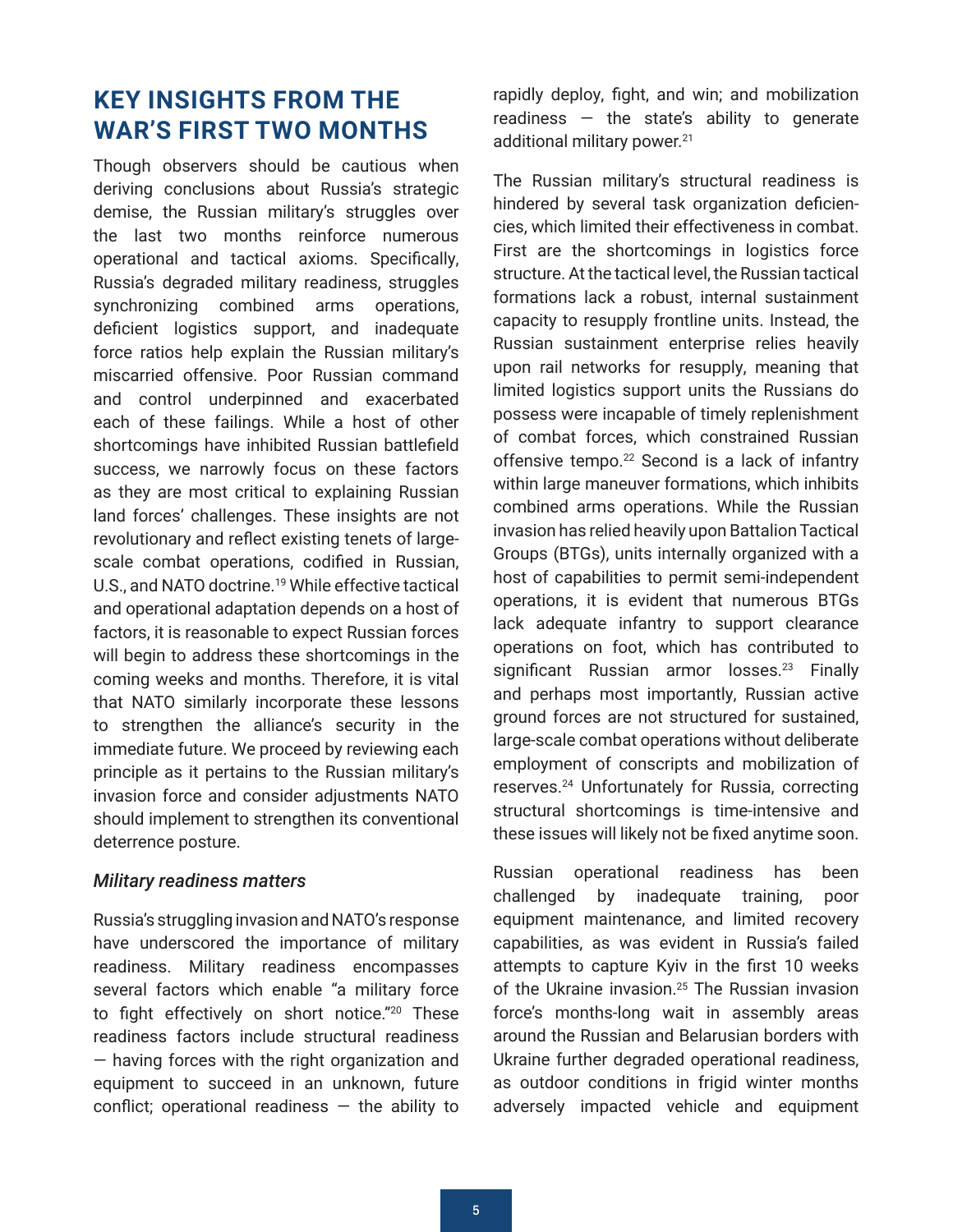## KEY INSIGHTS FROM THE WAR'S FIRST TWO MONTHS

Though observers should be cautious when deriving conclusions about Russia's strategic demise, the Russian military's struggles over the last two months reinforce numerous operational and tactical axioms. Specifically, Russia's degraded military readiness, struggles synchronizing combined arms operations, deficient logistics support, and inadequate force ratios help explain the Russian military's miscarried offensive. Poor Russian command and control underpinned and exacerbated each of these failings. While a host of other shortcomings have inhibited Russian battlefield success, we narrowly focus on these factors as they are most critical to explaining Russian land forces' challenges. These insights are not revolutionary and reflect existing tenets of large-scale combat operations, codified in Russian, U.S., and NATO doctrine.[19] While effective tactical and operational adaptation depends on a host of factors, it is reasonable to expect Russian forces will begin to address these shortcomings in the coming weeks and months. Therefore, it is vital that NATO similarly incorporate these lessons to strengthen the alliance's security in the immediate future. We proceed by reviewing each principle as it pertains to the Russian military's invasion force and consider adjustments NATO should implement to strengthen its conventional deterrence posture.

### *Military readiness matters*

Russia's struggling invasion and NATO's response have underscored the importance of military readiness. Military readiness encompasses several factors which enable "a military force to fight effectively on short notice."[20] These readiness factors include structural readiness — having forces with the right organization and equipment to succeed in an unknown, future conflict; operational readiness — the ability to rapidly deploy, fight, and win; and mobilization readiness — the state's ability to generate additional military power.[21]

The Russian military's structural readiness is hindered by several task organization deficiencies, which limited their effectiveness in combat. First are the shortcomings in logistics force structure. At the tactical level, the Russian tactical formations lack a robust, internal sustainment capacity to resupply frontline units. Instead, the Russian sustainment enterprise relies heavily upon rail networks for resupply, meaning that limited logistics support units the Russians do possess were incapable of timely replenishment of combat forces, which constrained Russian offensive tempo.[22] Second is a lack of infantry within large maneuver formations, which inhibits combined arms operations. While the Russian invasion has relied heavily upon Battalion Tactical Groups (BTGs), units internally organized with a host of capabilities to permit semi-independent operations, it is evident that numerous BTGs lack adequate infantry to support clearance operations on foot, which has contributed to significant Russian armor losses.[23] Finally and perhaps most importantly, Russian active ground forces are not structured for sustained, large-scale combat operations without deliberate employment of conscripts and mobilization of reserves.[24] Unfortunately for Russia, correcting structural shortcomings is time-intensive and these issues will likely not be fixed anytime soon.

Russian operational readiness has been challenged by inadequate training, poor equipment maintenance, and limited recovery capabilities, as was evident in Russia's failed attempts to capture Kyiv in the first 10 weeks of the Ukraine invasion.[25] The Russian invasion force's months-long wait in assembly areas around the Russian and Belarusian borders with Ukraine further degraded operational readiness, as outdoor conditions in frigid winter months adversely impacted vehicle and equipment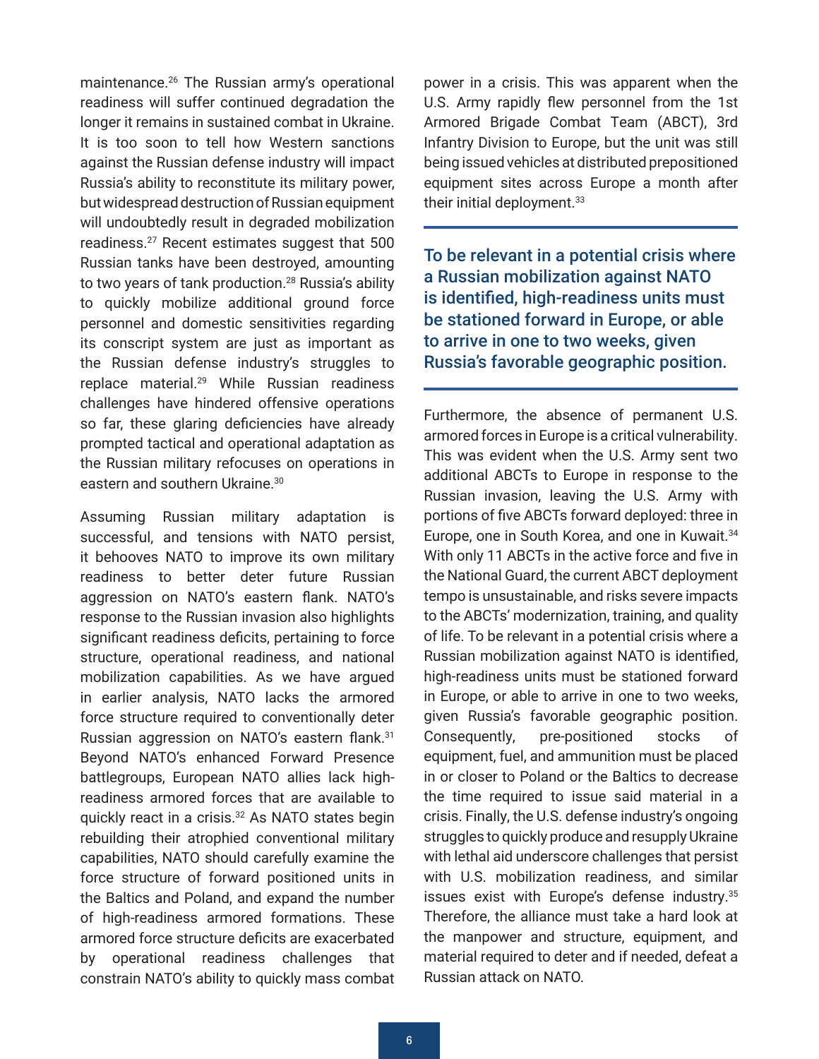maintenance.[26] The Russian army's operational readiness will suffer continued degradation the longer it remains in sustained combat in Ukraine. It is too soon to tell how Western sanctions against the Russian defense industry will impact Russia's ability to reconstitute its military power, but widespread destruction of Russian equipment will undoubtedly result in degraded mobilization readiness.[27] Recent estimates suggest that 500 Russian tanks have been destroyed, amounting to two years of tank production.[28] Russia's ability to quickly mobilize additional ground force personnel and domestic sensitivities regarding its conscript system are just as important as the Russian defense industry's struggles to replace material.[29] While Russian readiness challenges have hindered offensive operations so far, these glaring deficiencies have already prompted tactical and operational adaptation as the Russian military refocuses on operations in eastern and southern Ukraine.[30]

Assuming Russian military adaptation is successful, and tensions with NATO persist, it behooves NATO to improve its own military readiness to better deter future Russian aggression on NATO's eastern flank. NATO's response to the Russian invasion also highlights significant readiness deficits, pertaining to force structure, operational readiness, and national mobilization capabilities. As we have argued in earlier analysis, NATO lacks the armored force structure required to conventionally deter Russian aggression on NATO's eastern flank.[31] Beyond NATO's enhanced Forward Presence battlegroups, European NATO allies lack high-readiness armored forces that are available to quickly react in a crisis.[32] As NATO states begin rebuilding their atrophied conventional military capabilities, NATO should carefully examine the force structure of forward positioned units in the Baltics and Poland, and expand the number of high-readiness armored formations. These armored force structure deficits are exacerbated by operational readiness challenges that constrain NATO's ability to quickly mass combat power in a crisis. This was apparent when the U.S. Army rapidly flew personnel from the 1st Armored Brigade Combat Team (ABCT), 3rd Infantry Division to Europe, but the unit was still being issued vehicles at distributed prepositioned equipment sites across Europe a month after their initial deployment.[33]

> **To be relevant in a potential crisis where a Russian mobilization against NATO is identified, high-readiness units must be stationed forward in Europe, or able to arrive in one to two weeks, given Russia's favorable geographic position.**

Furthermore, the absence of permanent U.S. armored forces in Europe is a critical vulnerability. This was evident when the U.S. Army sent two additional ABCTs to Europe in response to the Russian invasion, leaving the U.S. Army with portions of five ABCTs forward deployed: three in Europe, one in South Korea, and one in Kuwait.[34] With only 11 ABCTs in the active force and five in the National Guard, the current ABCT deployment tempo is unsustainable, and risks severe impacts to the ABCTs' modernization, training, and quality of life. To be relevant in a potential crisis where a Russian mobilization against NATO is identified, high-readiness units must be stationed forward in Europe, or able to arrive in one to two weeks, given Russia's favorable geographic position. Consequently, pre-positioned stocks of equipment, fuel, and ammunition must be placed in or closer to Poland or the Baltics to decrease the time required to issue said material in a crisis. Finally, the U.S. defense industry's ongoing struggles to quickly produce and resupply Ukraine with lethal aid underscore challenges that persist with U.S. mobilization readiness, and similar issues exist with Europe's defense industry.[35] Therefore, the alliance must take a hard look at the manpower and structure, equipment, and material required to deter and if needed, defeat a Russian attack on NATO.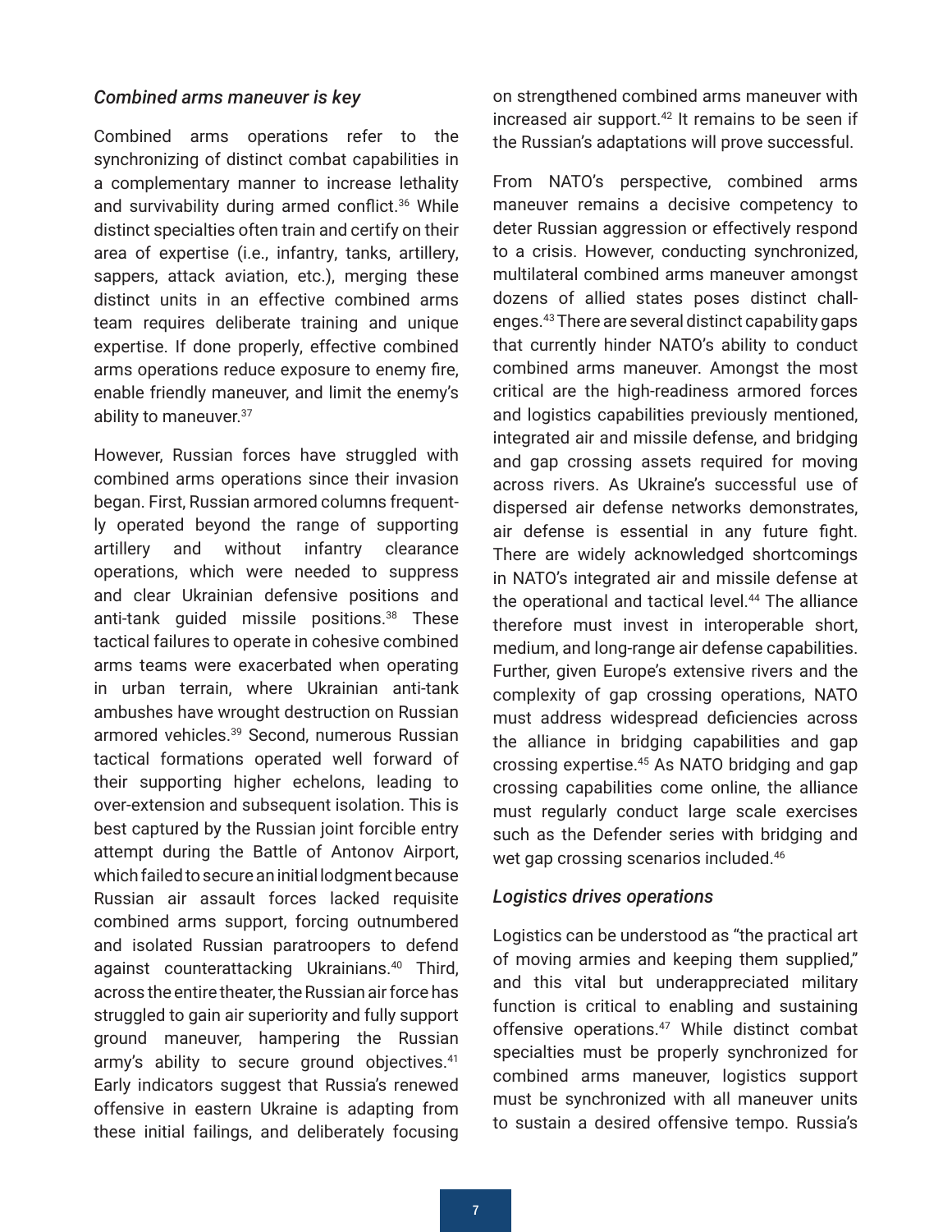### *Combined arms maneuver is key*

Combined arms operations refer to the synchronizing of distinct combat capabilities in a complementary manner to increase lethality and survivability during armed conflict.[36] While distinct specialties often train and certify on their area of expertise (i.e., infantry, tanks, artillery, sappers, attack aviation, etc.), merging these distinct units in an effective combined arms team requires deliberate training and unique expertise. If done properly, effective combined arms operations reduce exposure to enemy fire, enable friendly maneuver, and limit the enemy's ability to maneuver.[37]

However, Russian forces have struggled with combined arms operations since their invasion began. First, Russian armored columns frequently operated beyond the range of supporting artillery and without infantry clearance operations, which were needed to suppress and clear Ukrainian defensive positions and anti-tank guided missile positions.[38] These tactical failures to operate in cohesive combined arms teams were exacerbated when operating in urban terrain, where Ukrainian anti-tank ambushes have wrought destruction on Russian armored vehicles.[39] Second, numerous Russian tactical formations operated well forward of their supporting higher echelons, leading to over-extension and subsequent isolation. This is best captured by the Russian joint forcible entry attempt during the Battle of Antonov Airport, which failed to secure an initial lodgment because Russian air assault forces lacked requisite combined arms support, forcing outnumbered and isolated Russian paratroopers to defend against counterattacking Ukrainians.[40] Third, across the entire theater, the Russian air force has struggled to gain air superiority and fully support ground maneuver, hampering the Russian army's ability to secure ground objectives.[41] Early indicators suggest that Russia's renewed offensive in eastern Ukraine is adapting from these initial failings, and deliberately focusing on strengthened combined arms maneuver with increased air support.[42] It remains to be seen if the Russian's adaptations will prove successful.

From NATO's perspective, combined arms maneuver remains a decisive competency to deter Russian aggression or effectively respond to a crisis. However, conducting synchronized, multilateral combined arms maneuver amongst dozens of allied states poses distinct challenges.[43] There are several distinct capability gaps that currently hinder NATO's ability to conduct combined arms maneuver. Amongst the most critical are the high-readiness armored forces and logistics capabilities previously mentioned, integrated air and missile defense, and bridging and gap crossing assets required for moving across rivers. As Ukraine's successful use of dispersed air defense networks demonstrates, air defense is essential in any future fight. There are widely acknowledged shortcomings in NATO's integrated air and missile defense at the operational and tactical level.[44] The alliance therefore must invest in interoperable short, medium, and long-range air defense capabilities. Further, given Europe's extensive rivers and the complexity of gap crossing operations, NATO must address widespread deficiencies across the alliance in bridging capabilities and gap crossing expertise.[45] As NATO bridging and gap crossing capabilities come online, the alliance must regularly conduct large scale exercises such as the Defender series with bridging and wet gap crossing scenarios included.[46]

### *Logistics drives operations*

Logistics can be understood as "the practical art of moving armies and keeping them supplied," and this vital but underappreciated military function is critical to enabling and sustaining offensive operations.[47] While distinct combat specialties must be properly synchronized for combined arms maneuver, logistics support must be synchronized with all maneuver units to sustain a desired offensive tempo. Russia's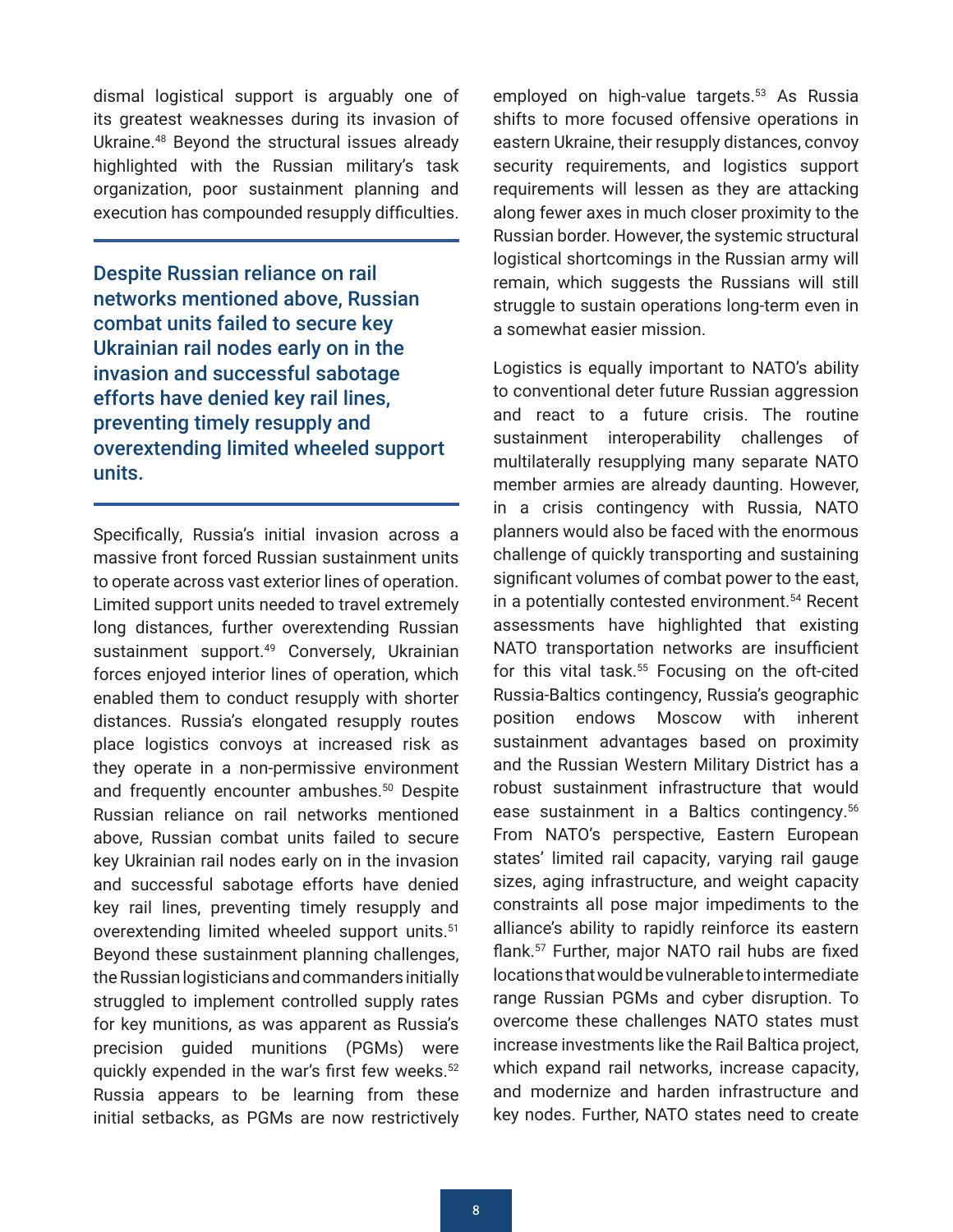dismal logistical support is arguably one of its greatest weaknesses during its invasion of Ukraine.[48] Beyond the structural issues already highlighted with the Russian military's task organization, poor sustainment planning and execution has compounded resupply difficulties.

> **Despite Russian reliance on rail networks mentioned above, Russian combat units failed to secure key Ukrainian rail nodes early on in the invasion and successful sabotage efforts have denied key rail lines, preventing timely resupply and overextending limited wheeled support units.**

Specifically, Russia's initial invasion across a massive front forced Russian sustainment units to operate across vast exterior lines of operation. Limited support units needed to travel extremely long distances, further overextending Russian sustainment support.[49] Conversely, Ukrainian forces enjoyed interior lines of operation, which enabled them to conduct resupply with shorter distances. Russia's elongated resupply routes place logistics convoys at increased risk as they operate in a non-permissive environment and frequently encounter ambushes.[50] Despite Russian reliance on rail networks mentioned above, Russian combat units failed to secure key Ukrainian rail nodes early on in the invasion and successful sabotage efforts have denied key rail lines, preventing timely resupply and overextending limited wheeled support units.[51] Beyond these sustainment planning challenges, the Russian logisticians and commanders initially struggled to implement controlled supply rates for key munitions, as was apparent as Russia's precision guided munitions (PGMs) were quickly expended in the war's first few weeks.[52] Russia appears to be learning from these initial setbacks, as PGMs are now restrictively employed on high-value targets.[53] As Russia shifts to more focused offensive operations in eastern Ukraine, their resupply distances, convoy security requirements, and logistics support requirements will lessen as they are attacking along fewer axes in much closer proximity to the Russian border. However, the systemic structural logistical shortcomings in the Russian army will remain, which suggests the Russians will still struggle to sustain operations long-term even in a somewhat easier mission.

Logistics is equally important to NATO's ability to conventional deter future Russian aggression and react to a future crisis. The routine sustainment interoperability challenges of multilaterally resupplying many separate NATO member armies are already daunting. However, in a crisis contingency with Russia, NATO planners would also be faced with the enormous challenge of quickly transporting and sustaining significant volumes of combat power to the east, in a potentially contested environment.[54] Recent assessments have highlighted that existing NATO transportation networks are insufficient for this vital task.[55] Focusing on the oft-cited Russia-Baltics contingency, Russia's geographic position endows Moscow with inherent sustainment advantages based on proximity and the Russian Western Military District has a robust sustainment infrastructure that would ease sustainment in a Baltics contingency.[56] From NATO's perspective, Eastern European states' limited rail capacity, varying rail gauge sizes, aging infrastructure, and weight capacity constraints all pose major impediments to the alliance's ability to rapidly reinforce its eastern flank.[57] Further, major NATO rail hubs are fixed locations that would be vulnerable to intermediate range Russian PGMs and cyber disruption. To overcome these challenges NATO states must increase investments like the Rail Baltica project, which expand rail networks, increase capacity, and modernize and harden infrastructure and key nodes. Further, NATO states need to create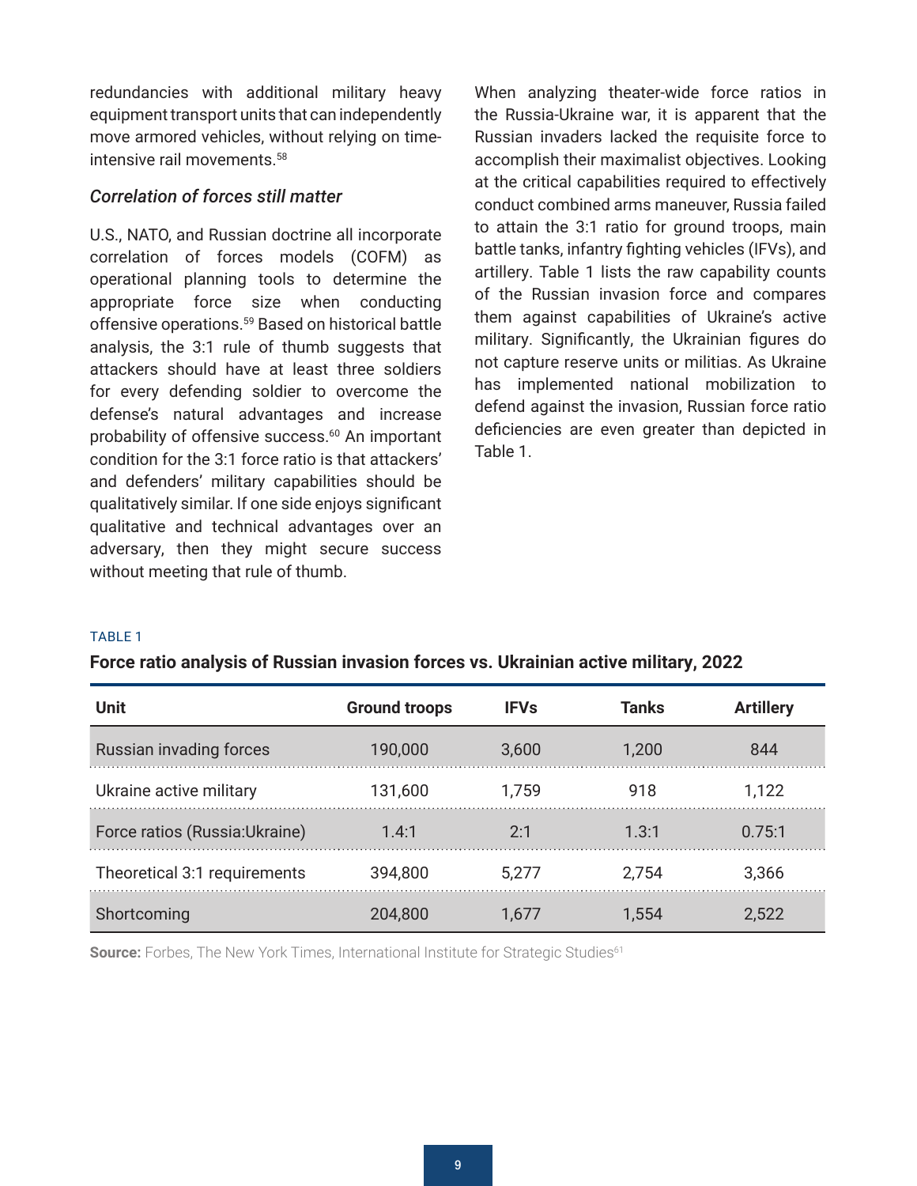redundancies with additional military heavy equipment transport units that can independently move armored vehicles, without relying on time-intensive rail movements.[58]

### *Correlation of forces still matter*

U.S., NATO, and Russian doctrine all incorporate correlation of forces models (COFM) as operational planning tools to determine the appropriate force size when conducting offensive operations.[59] Based on historical battle analysis, the 3:1 rule of thumb suggests that attackers should have at least three soldiers for every defending soldier to overcome the defense's natural advantages and increase probability of offensive success.[60] An important condition for the 3:1 force ratio is that attackers' and defenders' military capabilities should be qualitatively similar. If one side enjoys significant qualitative and technical advantages over an adversary, then they might secure success without meeting that rule of thumb.

When analyzing theater-wide force ratios in the Russia-Ukraine war, it is apparent that the Russian invaders lacked the requisite force to accomplish their maximalist objectives. Looking at the critical capabilities required to effectively conduct combined arms maneuver, Russia failed to attain the 3:1 ratio for ground troops, main battle tanks, infantry fighting vehicles (IFVs), and artillery. Table 1 lists the raw capability counts of the Russian invasion force and compares them against capabilities of Ukraine's active military. Significantly, the Ukrainian figures do not capture reserve units or militias. As Ukraine has implemented national mobilization to defend against the invasion, Russian force ratio deficiencies are even greater than depicted in Table 1.

TABLE 1

**Force ratio analysis of Russian invasion forces vs. Ukrainian active military, 2022**

| Unit | Ground troops | IFVs | Tanks | Artillery |
|---|---|---|---|---|
| Russian invading forces | 190,000 | 3,600 | 1,200 | 844 |
| Ukraine active military | 131,600 | 1,759 | 918 | 1,122 |
| Force ratios (Russia:Ukraine) | 1.4:1 | 2:1 | 1.3:1 | 0.75:1 |
| Theoretical 3:1 requirements | 394,800 | 5,277 | 2,754 | 3,366 |
| Shortcoming | 204,800 | 1,677 | 1,554 | 2,522 |

**Source:** Forbes, The New York Times, International Institute for Strategic Studies[61]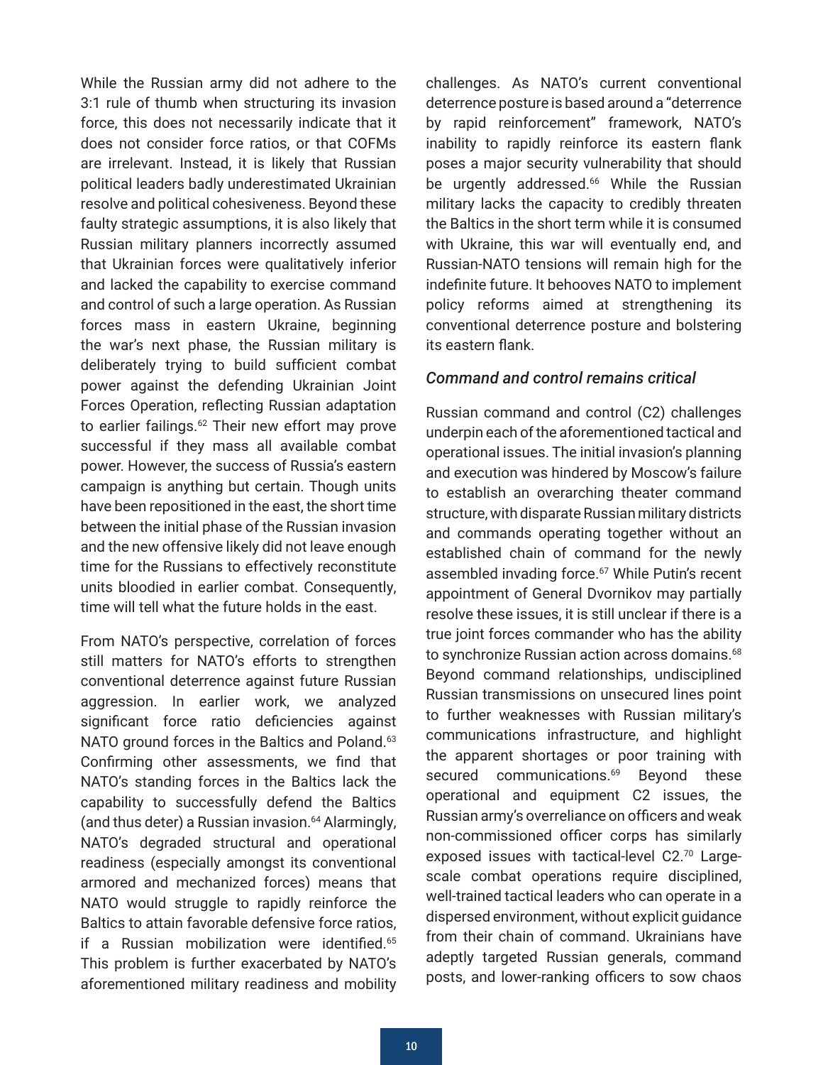While the Russian army did not adhere to the 3:1 rule of thumb when structuring its invasion force, this does not necessarily indicate that it does not consider force ratios, or that COFMs are irrelevant. Instead, it is likely that Russian political leaders badly underestimated Ukrainian resolve and political cohesiveness. Beyond these faulty strategic assumptions, it is also likely that Russian military planners incorrectly assumed that Ukrainian forces were qualitatively inferior and lacked the capability to exercise command and control of such a large operation. As Russian forces mass in eastern Ukraine, beginning the war's next phase, the Russian military is deliberately trying to build sufficient combat power against the defending Ukrainian Joint Forces Operation, reflecting Russian adaptation to earlier failings.[62] Their new effort may prove successful if they mass all available combat power. However, the success of Russia's eastern campaign is anything but certain. Though units have been repositioned in the east, the short time between the initial phase of the Russian invasion and the new offensive likely did not leave enough time for the Russians to effectively reconstitute units bloodied in earlier combat. Consequently, time will tell what the future holds in the east.

From NATO's perspective, correlation of forces still matters for NATO's efforts to strengthen conventional deterrence against future Russian aggression. In earlier work, we analyzed significant force ratio deficiencies against NATO ground forces in the Baltics and Poland.[63] Confirming other assessments, we find that NATO's standing forces in the Baltics lack the capability to successfully defend the Baltics (and thus deter) a Russian invasion.[64] Alarmingly, NATO's degraded structural and operational readiness (especially amongst its conventional armored and mechanized forces) means that NATO would struggle to rapidly reinforce the Baltics to attain favorable defensive force ratios, if a Russian mobilization were identified.[65] This problem is further exacerbated by NATO's aforementioned military readiness and mobility challenges. As NATO's current conventional deterrence posture is based around a "deterrence by rapid reinforcement" framework, NATO's inability to rapidly reinforce its eastern flank poses a major security vulnerability that should be urgently addressed.[66] While the Russian military lacks the capacity to credibly threaten the Baltics in the short term while it is consumed with Ukraine, this war will eventually end, and Russian-NATO tensions will remain high for the indefinite future. It behooves NATO to implement policy reforms aimed at strengthening its conventional deterrence posture and bolstering its eastern flank.

### *Command and control remains critical*

Russian command and control (C2) challenges underpin each of the aforementioned tactical and operational issues. The initial invasion's planning and execution was hindered by Moscow's failure to establish an overarching theater command structure, with disparate Russian military districts and commands operating together without an established chain of command for the newly assembled invading force.[67] While Putin's recent appointment of General Dvornikov may partially resolve these issues, it is still unclear if there is a true joint forces commander who has the ability to synchronize Russian action across domains.[68] Beyond command relationships, undisciplined Russian transmissions on unsecured lines point to further weaknesses with Russian military's communications infrastructure, and highlight the apparent shortages or poor training with secured communications.[69] Beyond these operational and equipment C2 issues, the Russian army's overreliance on officers and weak non-commissioned officer corps has similarly exposed issues with tactical-level C2.[70] Large-scale combat operations require disciplined, well-trained tactical leaders who can operate in a dispersed environment, without explicit guidance from their chain of command. Ukrainians have adeptly targeted Russian generals, command posts, and lower-ranking officers to sow chaos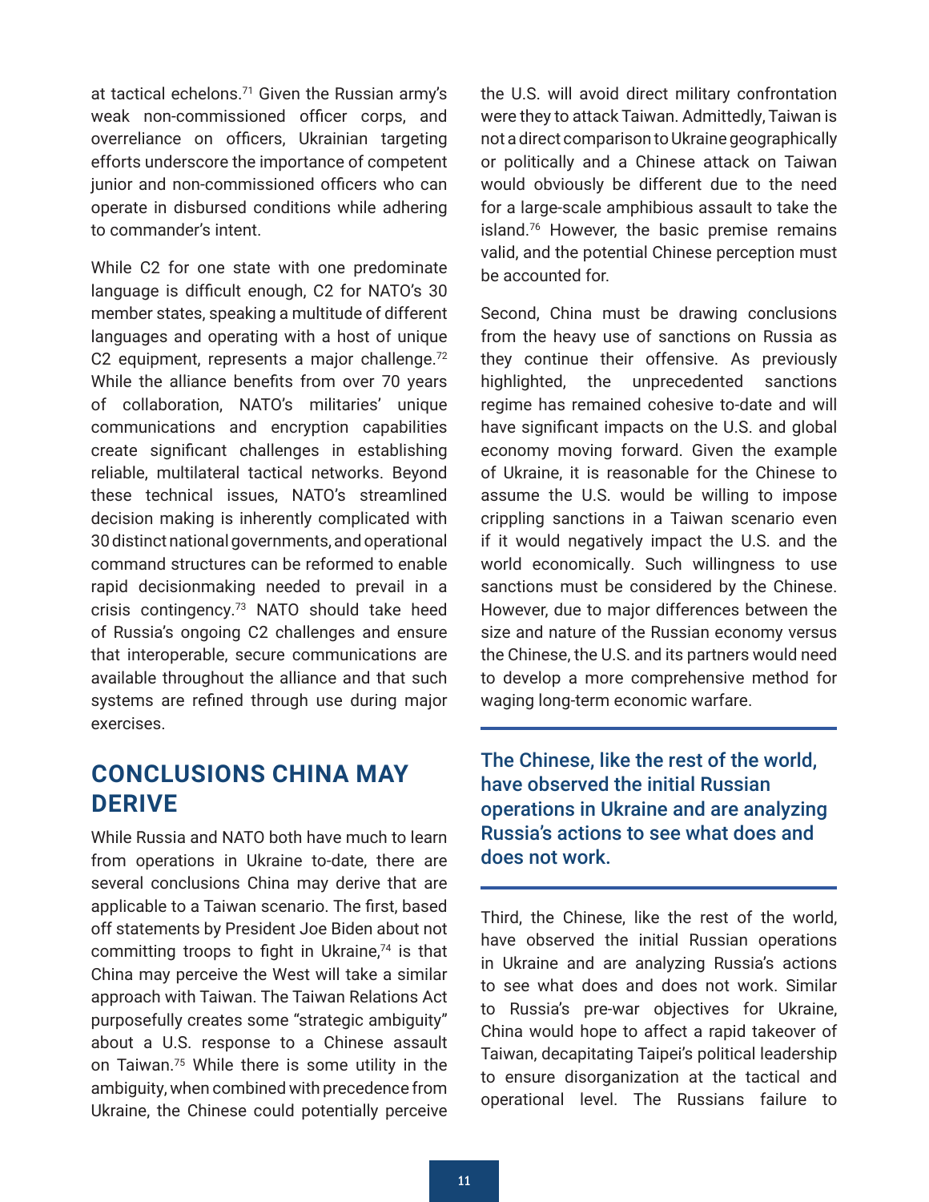at tactical echelons.[71] Given the Russian army's weak non-commissioned officer corps, and overreliance on officers, Ukrainian targeting efforts underscore the importance of competent junior and non-commissioned officers who can operate in disbursed conditions while adhering to commander's intent.

While C2 for one state with one predominate language is difficult enough, C2 for NATO's 30 member states, speaking a multitude of different languages and operating with a host of unique C2 equipment, represents a major challenge.[72] While the alliance benefits from over 70 years of collaboration, NATO's militaries' unique communications and encryption capabilities create significant challenges in establishing reliable, multilateral tactical networks. Beyond these technical issues, NATO's streamlined decision making is inherently complicated with 30 distinct national governments, and operational command structures can be reformed to enable rapid decisionmaking needed to prevail in a crisis contingency.[73] NATO should take heed of Russia's ongoing C2 challenges and ensure that interoperable, secure communications are available throughout the alliance and that such systems are refined through use during major exercises.

## CONCLUSIONS CHINA MAY DERIVE

While Russia and NATO both have much to learn from operations in Ukraine to-date, there are several conclusions China may derive that are applicable to a Taiwan scenario. The first, based off statements by President Joe Biden about not committing troops to fight in Ukraine,[74] is that China may perceive the West will take a similar approach with Taiwan. The Taiwan Relations Act purposefully creates some "strategic ambiguity" about a U.S. response to a Chinese assault on Taiwan.[75] While there is some utility in the ambiguity, when combined with precedence from Ukraine, the Chinese could potentially perceive the U.S. will avoid direct military confrontation were they to attack Taiwan. Admittedly, Taiwan is not a direct comparison to Ukraine geographically or politically and a Chinese attack on Taiwan would obviously be different due to the need for a large-scale amphibious assault to take the island.[76] However, the basic premise remains valid, and the potential Chinese perception must be accounted for.

Second, China must be drawing conclusions from the heavy use of sanctions on Russia as they continue their offensive. As previously highlighted, the unprecedented sanctions regime has remained cohesive to-date and will have significant impacts on the U.S. and global economy moving forward. Given the example of Ukraine, it is reasonable for the Chinese to assume the U.S. would be willing to impose crippling sanctions in a Taiwan scenario even if it would negatively impact the U.S. and the world economically. Such willingness to use sanctions must be considered by the Chinese. However, due to major differences between the size and nature of the Russian economy versus the Chinese, the U.S. and its partners would need to develop a more comprehensive method for waging long-term economic warfare.

**The Chinese, like the rest of the world, have observed the initial Russian operations in Ukraine and are analyzing Russia's actions to see what does and does not work.**

Third, the Chinese, like the rest of the world, have observed the initial Russian operations in Ukraine and are analyzing Russia's actions to see what does and does not work. Similar to Russia's pre-war objectives for Ukraine, China would hope to affect a rapid takeover of Taiwan, decapitating Taipei's political leadership to ensure disorganization at the tactical and operational level. The Russians failure to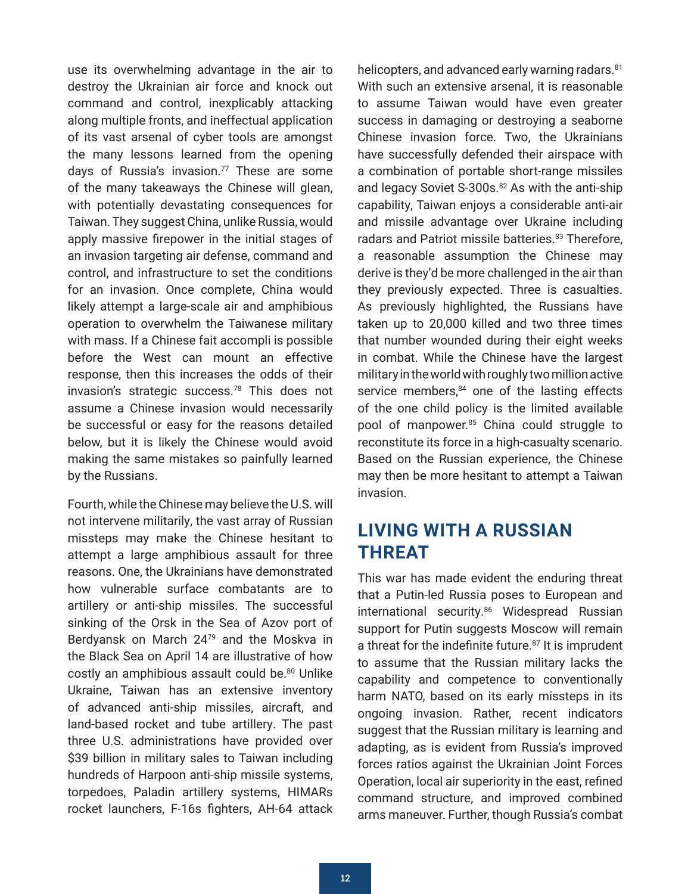use its overwhelming advantage in the air to destroy the Ukrainian air force and knock out command and control, inexplicably attacking along multiple fronts, and ineffectual application of its vast arsenal of cyber tools are amongst the many lessons learned from the opening days of Russia's invasion.[77] These are some of the many takeaways the Chinese will glean, with potentially devastating consequences for Taiwan. They suggest China, unlike Russia, would apply massive firepower in the initial stages of an invasion targeting air defense, command and control, and infrastructure to set the conditions for an invasion. Once complete, China would likely attempt a large-scale air and amphibious operation to overwhelm the Taiwanese military with mass. If a Chinese fait accompli is possible before the West can mount an effective response, then this increases the odds of their invasion's strategic success.[78] This does not assume a Chinese invasion would necessarily be successful or easy for the reasons detailed below, but it is likely the Chinese would avoid making the same mistakes so painfully learned by the Russians.

Fourth, while the Chinese may believe the U.S. will not intervene militarily, the vast array of Russian missteps may make the Chinese hesitant to attempt a large amphibious assault for three reasons. One, the Ukrainians have demonstrated how vulnerable surface combatants are to artillery or anti-ship missiles. The successful sinking of the Orsk in the Sea of Azov port of Berdyansk on March 24[79] and the Moskva in the Black Sea on April 14 are illustrative of how costly an amphibious assault could be.[80] Unlike Ukraine, Taiwan has an extensive inventory of advanced anti-ship missiles, aircraft, and land-based rocket and tube artillery. The past three U.S. administrations have provided over $39 billion in military sales to Taiwan including hundreds of Harpoon anti-ship missile systems, torpedoes, Paladin artillery systems, HIMARs rocket launchers, F-16s fighters, AH-64 attack helicopters, and advanced early warning radars.[81] With such an extensive arsenal, it is reasonable to assume Taiwan would have even greater success in damaging or destroying a seaborne Chinese invasion force. Two, the Ukrainians have successfully defended their airspace with a combination of portable short-range missiles and legacy Soviet S-300s.[82] As with the anti-ship capability, Taiwan enjoys a considerable anti-air and missile advantage over Ukraine including radars and Patriot missile batteries.[83] Therefore, a reasonable assumption the Chinese may derive is they'd be more challenged in the air than they previously expected. Three is casualties. As previously highlighted, the Russians have taken up to 20,000 killed and two three times that number wounded during their eight weeks in combat. While the Chinese have the largest military in the world with roughly two million active service members,[84] one of the lasting effects of the one child policy is the limited available pool of manpower.[85] China could struggle to reconstitute its force in a high-casualty scenario. Based on the Russian experience, the Chinese may then be more hesitant to attempt a Taiwan invasion.

## LIVING WITH A RUSSIAN THREAT

This war has made evident the enduring threat that a Putin-led Russia poses to European and international security.[86] Widespread Russian support for Putin suggests Moscow will remain a threat for the indefinite future.[87] It is imprudent to assume that the Russian military lacks the capability and competence to conventionally harm NATO, based on its early missteps in its ongoing invasion. Rather, recent indicators suggest that the Russian military is learning and adapting, as is evident from Russia's improved forces ratios against the Ukrainian Joint Forces Operation, local air superiority in the east, refined command structure, and improved combined arms maneuver. Further, though Russia's combat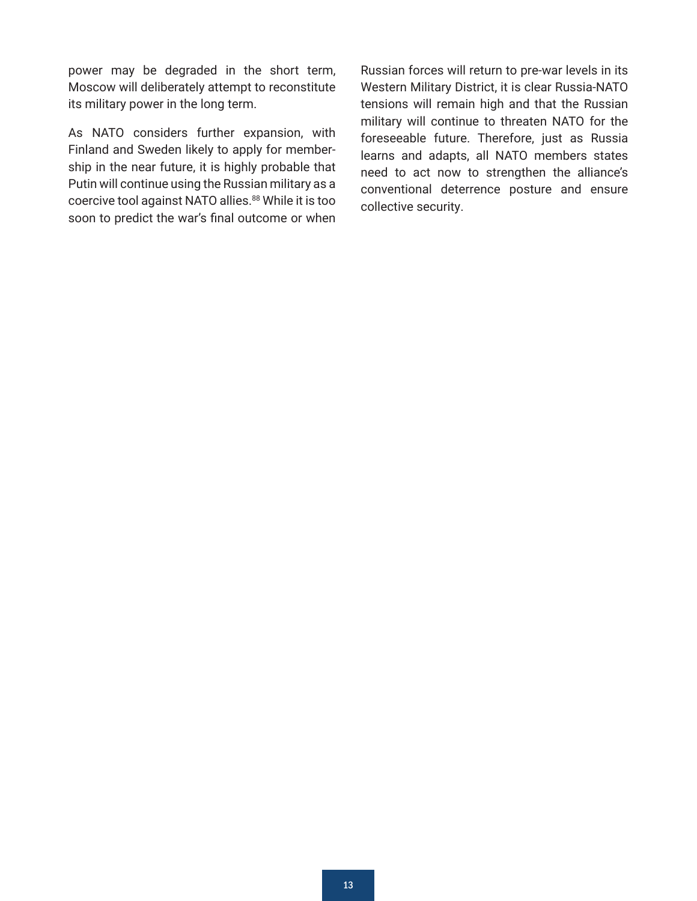power may be degraded in the short term, Moscow will deliberately attempt to reconstitute its military power in the long term.

As NATO considers further expansion, with Finland and Sweden likely to apply for membership in the near future, it is highly probable that Putin will continue using the Russian military as a coercive tool against NATO allies.[88] While it is too soon to predict the war's final outcome or when Russian forces will return to pre-war levels in its Western Military District, it is clear Russia-NATO tensions will remain high and that the Russian military will continue to threaten NATO for the foreseeable future. Therefore, just as Russia learns and adapts, all NATO members states need to act now to strengthen the alliance's conventional deterrence posture and ensure collective security.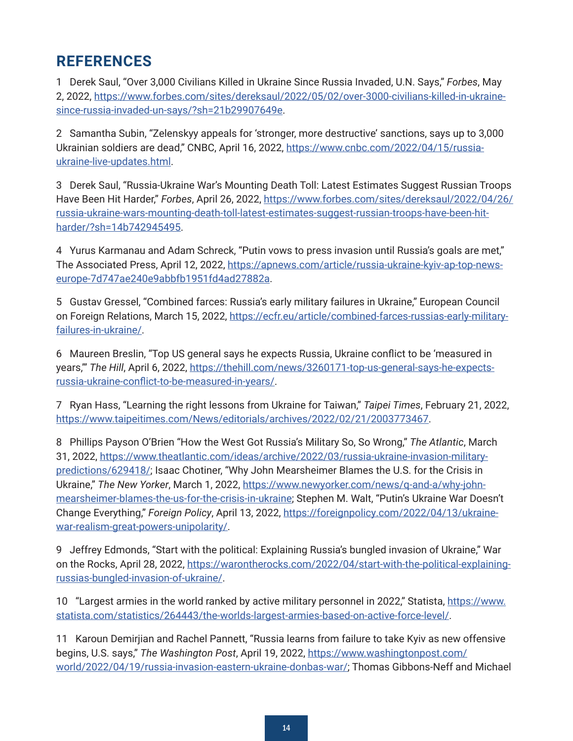## REFERENCES

1 Derek Saul, "Over 3,000 Civilians Killed in Ukraine Since Russia Invaded, U.N. Says," *Forbes*, May 2, 2022, https://www.forbes.com/sites/dereksaul/2022/05/02/over-3000-civilians-killed-in-ukraine-since-russia-invaded-un-says/?sh=21b29907649e.

2 Samantha Subin, "Zelenskyy appeals for 'stronger, more destructive' sanctions, says up to 3,000 Ukrainian soldiers are dead," CNBC, April 16, 2022, https://www.cnbc.com/2022/04/15/russia-ukraine-live-updates.html.

3 Derek Saul, "Russia-Ukraine War's Mounting Death Toll: Latest Estimates Suggest Russian Troops Have Been Hit Harder," *Forbes*, April 26, 2022, https://www.forbes.com/sites/dereksaul/2022/04/26/russia-ukraine-wars-mounting-death-toll-latest-estimates-suggest-russian-troops-have-been-hit-harder/?sh=14b742945495.

4 Yurus Karmanau and Adam Schreck, "Putin vows to press invasion until Russia's goals are met," The Associated Press, April 12, 2022, https://apnews.com/article/russia-ukraine-kyiv-ap-top-news-europe-7d747ae240e9abbfb1951fd4ad27882a.

5 Gustav Gressel, "Combined farces: Russia's early military failures in Ukraine," European Council on Foreign Relations, March 15, 2022, https://ecfr.eu/article/combined-farces-russias-early-military-failures-in-ukraine/.

6 Maureen Breslin, "Top US general says he expects Russia, Ukraine conflict to be 'measured in years,'" *The Hill*, April 6, 2022, https://thehill.com/news/3260171-top-us-general-says-he-expects-russia-ukraine-conflict-to-be-measured-in-years/.

7 Ryan Hass, "Learning the right lessons from Ukraine for Taiwan," *Taipei Times*, February 21, 2022, https://www.taipeitimes.com/News/editorials/archives/2022/02/21/2003773467.

8 Phillips Payson O'Brien "How the West Got Russia's Military So, So Wrong," *The Atlantic*, March 31, 2022, https://www.theatlantic.com/ideas/archive/2022/03/russia-ukraine-invasion-military-predictions/629418/; Isaac Chotiner, "Why John Mearsheimer Blames the U.S. for the Crisis in Ukraine," *The New Yorker*, March 1, 2022, https://www.newyorker.com/news/q-and-a/why-john-mearsheimer-blames-the-us-for-the-crisis-in-ukraine; Stephen M. Walt, "Putin's Ukraine War Doesn't Change Everything," *Foreign Policy*, April 13, 2022, https://foreignpolicy.com/2022/04/13/ukraine-war-realism-great-powers-unipolarity/.

9 Jeffrey Edmonds, "Start with the political: Explaining Russia's bungled invasion of Ukraine," War on the Rocks, April 28, 2022, https://warontherocks.com/2022/04/start-with-the-political-explaining-russias-bungled-invasion-of-ukraine/.

10 "Largest armies in the world ranked by active military personnel in 2022," Statista, https://www.statista.com/statistics/264443/the-worlds-largest-armies-based-on-active-force-level/.

11 Karoun Demirjian and Rachel Pannett, "Russia learns from failure to take Kyiv as new offensive begins, U.S. says," *The Washington Post*, April 19, 2022, https://www.washingtonpost.com/world/2022/04/19/russia-invasion-eastern-ukraine-donbas-war/; Thomas Gibbons-Neff and Michael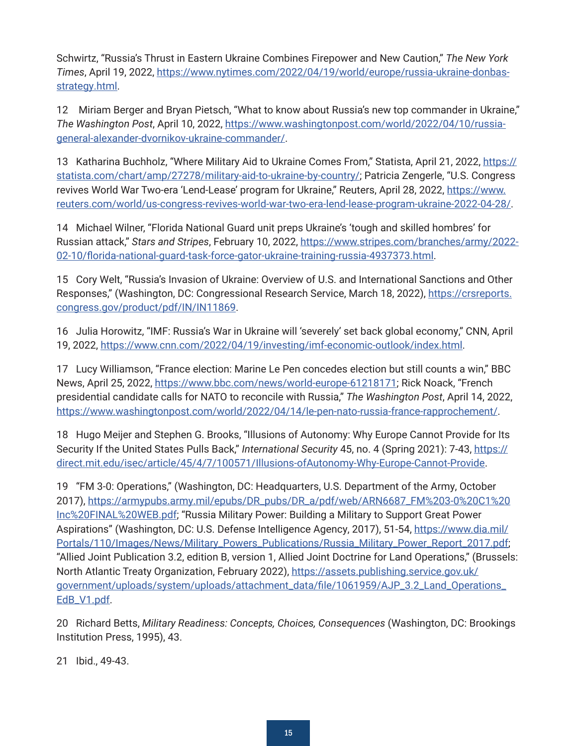Schwirtz, “Russia’s Thrust in Eastern Ukraine Combines Firepower and New Caution,” *The New York Times*, April 19, 2022, https://www.nytimes.com/2022/04/19/world/europe/russia-ukraine-donbas-strategy.html.

12 Miriam Berger and Bryan Pietsch, “What to know about Russia’s new top commander in Ukraine,” *The Washington Post*, April 10, 2022, https://www.washingtonpost.com/world/2022/04/10/russia-general-alexander-dvornikov-ukraine-commander/.

13 Katharina Buchholz, “Where Military Aid to Ukraine Comes From,” Statista, April 21, 2022, https://statista.com/chart/amp/27278/military-aid-to-ukraine-by-country/; Patricia Zengerle, “U.S. Congress revives World War Two-era ‘Lend-Lease’ program for Ukraine,” Reuters, April 28, 2022, https://www.reuters.com/world/us-congress-revives-world-war-two-era-lend-lease-program-ukraine-2022-04-28/.

14 Michael Wilner, “Florida National Guard unit preps Ukraine’s ‘tough and skilled hombres’ for Russian attack,” *Stars and Stripes*, February 10, 2022, https://www.stripes.com/branches/army/2022-02-10/florida-national-guard-task-force-gator-ukraine-training-russia-4937373.html.

15 Cory Welt, “Russia’s Invasion of Ukraine: Overview of U.S. and International Sanctions and Other Responses,” (Washington, DC: Congressional Research Service, March 18, 2022), https://crsreports.congress.gov/product/pdf/IN/IN11869.

16 Julia Horowitz, “IMF: Russia’s War in Ukraine will ‘severely’ set back global economy,” CNN, April 19, 2022, https://www.cnn.com/2022/04/19/investing/imf-economic-outlook/index.html.

17 Lucy Williamson, “France election: Marine Le Pen concedes election but still counts a win,” BBC News, April 25, 2022, https://www.bbc.com/news/world-europe-61218171; Rick Noack, “French presidential candidate calls for NATO to reconcile with Russia,” *The Washington Post*, April 14, 2022, https://www.washingtonpost.com/world/2022/04/14/le-pen-nato-russia-france-rapprochement/.

18 Hugo Meijer and Stephen G. Brooks, “Illusions of Autonomy: Why Europe Cannot Provide for Its Security If the United States Pulls Back,” *International Security* 45, no. 4 (Spring 2021): 7-43, https://direct.mit.edu/isec/article/45/4/7/100571/Illusions-ofAutonomy-Why-Europe-Cannot-Provide.

19 “FM 3-0: Operations,” (Washington, DC: Headquarters, U.S. Department of the Army, October 2017), https://armypubs.army.mil/epubs/DR_pubs/DR_a/pdf/web/ARN6687_FM%203-0%20C1%20Inc%20FINAL%20WEB.pdf; “Russia Military Power: Building a Military to Support Great Power Aspirations” (Washington, DC: U.S. Defense Intelligence Agency, 2017), 51-54, https://www.dia.mil/Portals/110/Images/News/Military_Powers_Publications/Russia_Military_Power_Report_2017.pdf; “Allied Joint Publication 3.2, edition B, version 1, Allied Joint Doctrine for Land Operations,” (Brussels: North Atlantic Treaty Organization, February 2022), https://assets.publishing.service.gov.uk/government/uploads/system/uploads/attachment_data/file/1061959/AJP_3.2_Land_Operations_EdB_V1.pdf.

20 Richard Betts, *Military Readiness: Concepts, Choices, Consequences* (Washington, DC: Brookings Institution Press, 1995), 43.

21 Ibid., 49-43.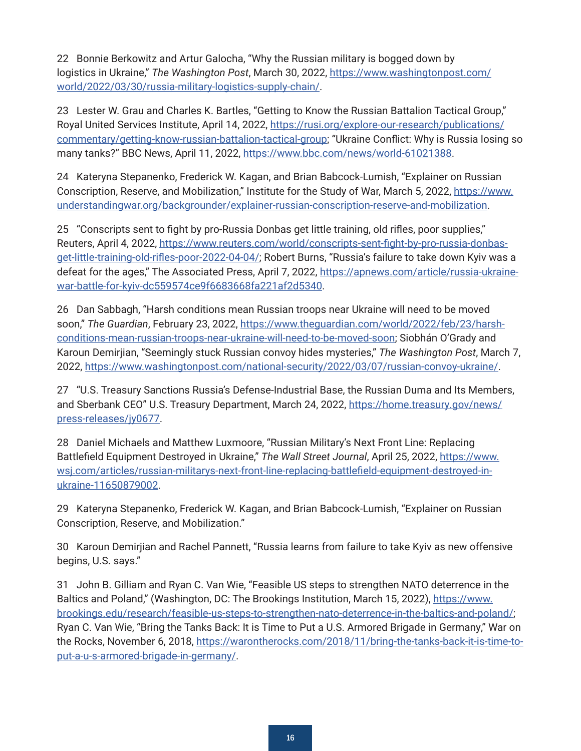22 Bonnie Berkowitz and Artur Galocha, "Why the Russian military is bogged down by logistics in Ukraine," *The Washington Post*, March 30, 2022, https://www.washingtonpost.com/world/2022/03/30/russia-military-logistics-supply-chain/.

23 Lester W. Grau and Charles K. Bartles, "Getting to Know the Russian Battalion Tactical Group," Royal United Services Institute, April 14, 2022, https://rusi.org/explore-our-research/publications/commentary/getting-know-russian-battalion-tactical-group; "Ukraine Conflict: Why is Russia losing so many tanks?" BBC News, April 11, 2022, https://www.bbc.com/news/world-61021388.

24 Kateryna Stepanenko, Frederick W. Kagan, and Brian Babcock-Lumish, "Explainer on Russian Conscription, Reserve, and Mobilization," Institute for the Study of War, March 5, 2022, https://www.understandingwar.org/backgrounder/explainer-russian-conscription-reserve-and-mobilization.

25 "Conscripts sent to fight by pro-Russia Donbas get little training, old rifles, poor supplies," Reuters, April 4, 2022, https://www.reuters.com/world/conscripts-sent-fight-by-pro-russia-donbas-get-little-training-old-rifles-poor-2022-04-04/; Robert Burns, "Russia's failure to take down Kyiv was a defeat for the ages," The Associated Press, April 7, 2022, https://apnews.com/article/russia-ukraine-war-battle-for-kyiv-dc559574ce9f6683668fa221af2d5340.

26 Dan Sabbagh, "Harsh conditions mean Russian troops near Ukraine will need to be moved soon," *The Guardian*, February 23, 2022, https://www.theguardian.com/world/2022/feb/23/harsh-conditions-mean-russian-troops-near-ukraine-will-need-to-be-moved-soon; Siobhán O'Grady and Karoun Demirjian, "Seemingly stuck Russian convoy hides mysteries," *The Washington Post*, March 7, 2022, https://www.washingtonpost.com/national-security/2022/03/07/russian-convoy-ukraine/.

27 "U.S. Treasury Sanctions Russia's Defense-Industrial Base, the Russian Duma and Its Members, and Sberbank CEO" U.S. Treasury Department, March 24, 2022, https://home.treasury.gov/news/press-releases/jy0677.

28 Daniel Michaels and Matthew Luxmoore, "Russian Military's Next Front Line: Replacing Battlefield Equipment Destroyed in Ukraine," *The Wall Street Journal*, April 25, 2022, https://www.wsj.com/articles/russian-militarys-next-front-line-replacing-battlefield-equipment-destroyed-in-ukraine-11650879002.

29 Kateryna Stepanenko, Frederick W. Kagan, and Brian Babcock-Lumish, "Explainer on Russian Conscription, Reserve, and Mobilization."

30 Karoun Demirjian and Rachel Pannett, "Russia learns from failure to take Kyiv as new offensive begins, U.S. says."

31 John B. Gilliam and Ryan C. Van Wie, "Feasible US steps to strengthen NATO deterrence in the Baltics and Poland," (Washington, DC: The Brookings Institution, March 15, 2022), https://www.brookings.edu/research/feasible-us-steps-to-strengthen-nato-deterrence-in-the-baltics-and-poland/; Ryan C. Van Wie, "Bring the Tanks Back: It is Time to Put a U.S. Armored Brigade in Germany," War on the Rocks, November 6, 2018, https://warontherocks.com/2018/11/bring-the-tanks-back-it-is-time-to-put-a-u-s-armored-brigade-in-germany/.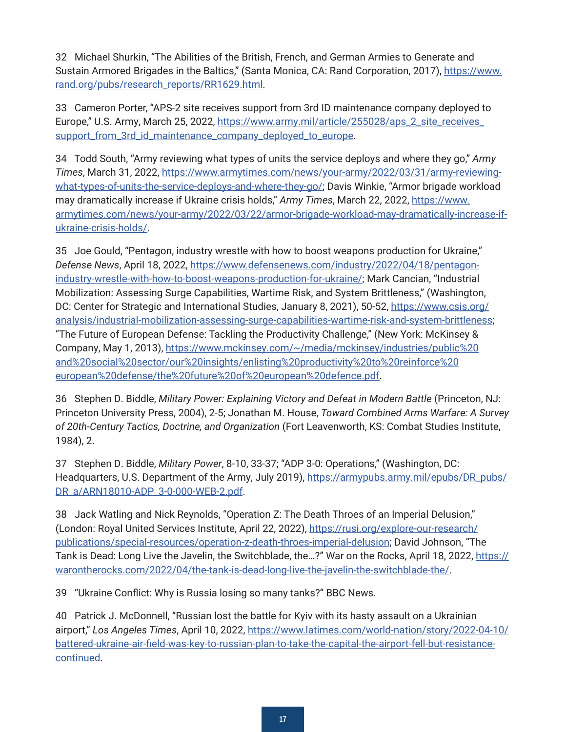32 Michael Shurkin, "The Abilities of the British, French, and German Armies to Generate and Sustain Armored Brigades in the Baltics," (Santa Monica, CA: Rand Corporation, 2017), https://www.rand.org/pubs/research_reports/RR1629.html.

33 Cameron Porter, "APS-2 site receives support from 3rd ID maintenance company deployed to Europe," U.S. Army, March 25, 2022, https://www.army.mil/article/255028/aps_2_site_receives_support_from_3rd_id_maintenance_company_deployed_to_europe.

34 Todd South, "Army reviewing what types of units the service deploys and where they go," *Army Times*, March 31, 2022, https://www.armytimes.com/news/your-army/2022/03/31/army-reviewing-what-types-of-units-the-service-deploys-and-where-they-go/; Davis Winkie, "Armor brigade workload may dramatically increase if Ukraine crisis holds," *Army Times*, March 22, 2022, https://www.armytimes.com/news/your-army/2022/03/22/armor-brigade-workload-may-dramatically-increase-if-ukraine-crisis-holds/.

35 Joe Gould, "Pentagon, industry wrestle with how to boost weapons production for Ukraine," *Defense News*, April 18, 2022, https://www.defensenews.com/industry/2022/04/18/pentagon-industry-wrestle-with-how-to-boost-weapons-production-for-ukraine/; Mark Cancian, "Industrial Mobilization: Assessing Surge Capabilities, Wartime Risk, and System Brittleness," (Washington, DC: Center for Strategic and International Studies, January 8, 2021), 50-52, https://www.csis.org/analysis/industrial-mobilization-assessing-surge-capabilities-wartime-risk-and-system-brittleness; "The Future of European Defense: Tackling the Productivity Challenge," (New York: McKinsey & Company, May 1, 2013), https://www.mckinsey.com/~/media/mckinsey/industries/public%20and%20social%20sector/our%20insights/enlisting%20productivity%20to%20reinforce%20european%20defense/the%20future%20of%20european%20defence.pdf.

36 Stephen D. Biddle, *Military Power: Explaining Victory and Defeat in Modern Battle* (Princeton, NJ: Princeton University Press, 2004), 2-5; Jonathan M. House, *Toward Combined Arms Warfare: A Survey of 20th-Century Tactics, Doctrine, and Organization* (Fort Leavenworth, KS: Combat Studies Institute, 1984), 2.

37 Stephen D. Biddle, *Military Power*, 8-10, 33-37; "ADP 3-0: Operations," (Washington, DC: Headquarters, U.S. Department of the Army, July 2019), https://armypubs.army.mil/epubs/DR_pubs/DR_a/ARN18010-ADP_3-0-000-WEB-2.pdf.

38 Jack Watling and Nick Reynolds, "Operation Z: The Death Throes of an Imperial Delusion," (London: Royal United Services Institute, April 22, 2022), https://rusi.org/explore-our-research/publications/special-resources/operation-z-death-throes-imperial-delusion; David Johnson, "The Tank is Dead: Long Live the Javelin, the Switchblade, the…?" War on the Rocks, April 18, 2022, https://warontherocks.com/2022/04/the-tank-is-dead-long-live-the-javelin-the-switchblade-the/.

39 "Ukraine Conflict: Why is Russia losing so many tanks?" BBC News.

40 Patrick J. McDonnell, "Russian lost the battle for Kyiv with its hasty assault on a Ukrainian airport," *Los Angeles Times*, April 10, 2022, https://www.latimes.com/world-nation/story/2022-04-10/battered-ukraine-air-field-was-key-to-russian-plan-to-take-the-capital-the-airport-fell-but-resistance-continued.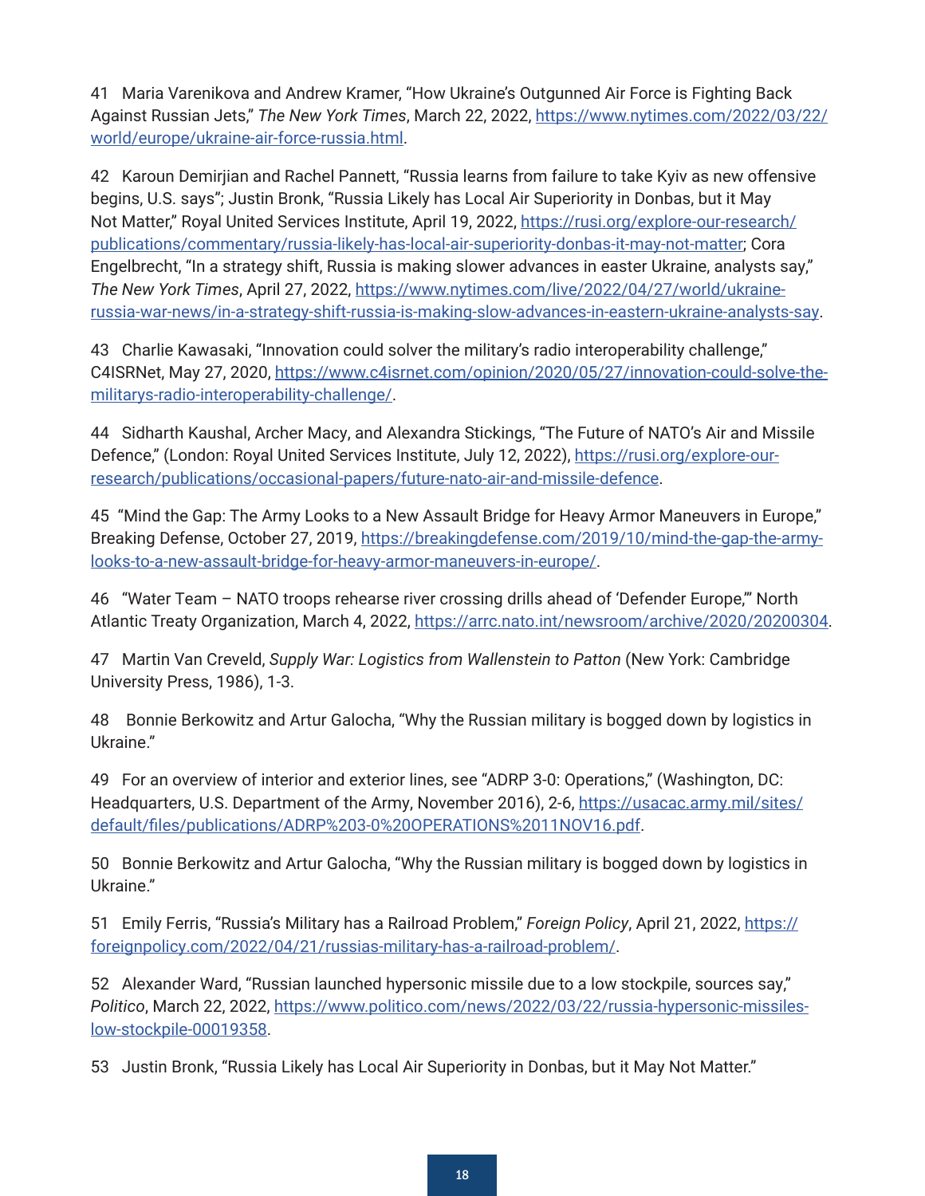41 Maria Varenikova and Andrew Kramer, "How Ukraine's Outgunned Air Force is Fighting Back Against Russian Jets," *The New York Times*, March 22, 2022, https://www.nytimes.com/2022/03/22/world/europe/ukraine-air-force-russia.html.

42 Karoun Demirjian and Rachel Pannett, "Russia learns from failure to take Kyiv as new offensive begins, U.S. says"; Justin Bronk, "Russia Likely has Local Air Superiority in Donbas, but it May Not Matter," Royal United Services Institute, April 19, 2022, https://rusi.org/explore-our-research/publications/commentary/russia-likely-has-local-air-superiority-donbas-it-may-not-matter; Cora Engelbrecht, "In a strategy shift, Russia is making slower advances in easter Ukraine, analysts say," *The New York Times*, April 27, 2022, https://www.nytimes.com/live/2022/04/27/world/ukraine-russia-war-news/in-a-strategy-shift-russia-is-making-slow-advances-in-eastern-ukraine-analysts-say.

43 Charlie Kawasaki, "Innovation could solver the military's radio interoperability challenge," C4ISRNet, May 27, 2020, https://www.c4isrnet.com/opinion/2020/05/27/innovation-could-solve-the-militarys-radio-interoperability-challenge/.

44 Sidharth Kaushal, Archer Macy, and Alexandra Stickings, "The Future of NATO's Air and Missile Defence," (London: Royal United Services Institute, July 12, 2022), https://rusi.org/explore-our-research/publications/occasional-papers/future-nato-air-and-missile-defence.

45 "Mind the Gap: The Army Looks to a New Assault Bridge for Heavy Armor Maneuvers in Europe," Breaking Defense, October 27, 2019, https://breakingdefense.com/2019/10/mind-the-gap-the-army-looks-to-a-new-assault-bridge-for-heavy-armor-maneuvers-in-europe/.

46 "Water Team – NATO troops rehearse river crossing drills ahead of 'Defender Europe,'" North Atlantic Treaty Organization, March 4, 2022, https://arrc.nato.int/newsroom/archive/2020/20200304.

47 Martin Van Creveld, *Supply War: Logistics from Wallenstein to Patton* (New York: Cambridge University Press, 1986), 1-3.

48 Bonnie Berkowitz and Artur Galocha, "Why the Russian military is bogged down by logistics in Ukraine."

49 For an overview of interior and exterior lines, see "ADRP 3-0: Operations," (Washington, DC: Headquarters, U.S. Department of the Army, November 2016), 2-6, https://usacac.army.mil/sites/default/files/publications/ADRP%203-0%20OPERATIONS%2011NOV16.pdf.

50 Bonnie Berkowitz and Artur Galocha, "Why the Russian military is bogged down by logistics in Ukraine."

51 Emily Ferris, "Russia's Military has a Railroad Problem," *Foreign Policy*, April 21, 2022, https://foreignpolicy.com/2022/04/21/russias-military-has-a-railroad-problem/.

52 Alexander Ward, "Russian launched hypersonic missile due to a low stockpile, sources say," *Politico*, March 22, 2022, https://www.politico.com/news/2022/03/22/russia-hypersonic-missiles-low-stockpile-00019358.

53 Justin Bronk, "Russia Likely has Local Air Superiority in Donbas, but it May Not Matter."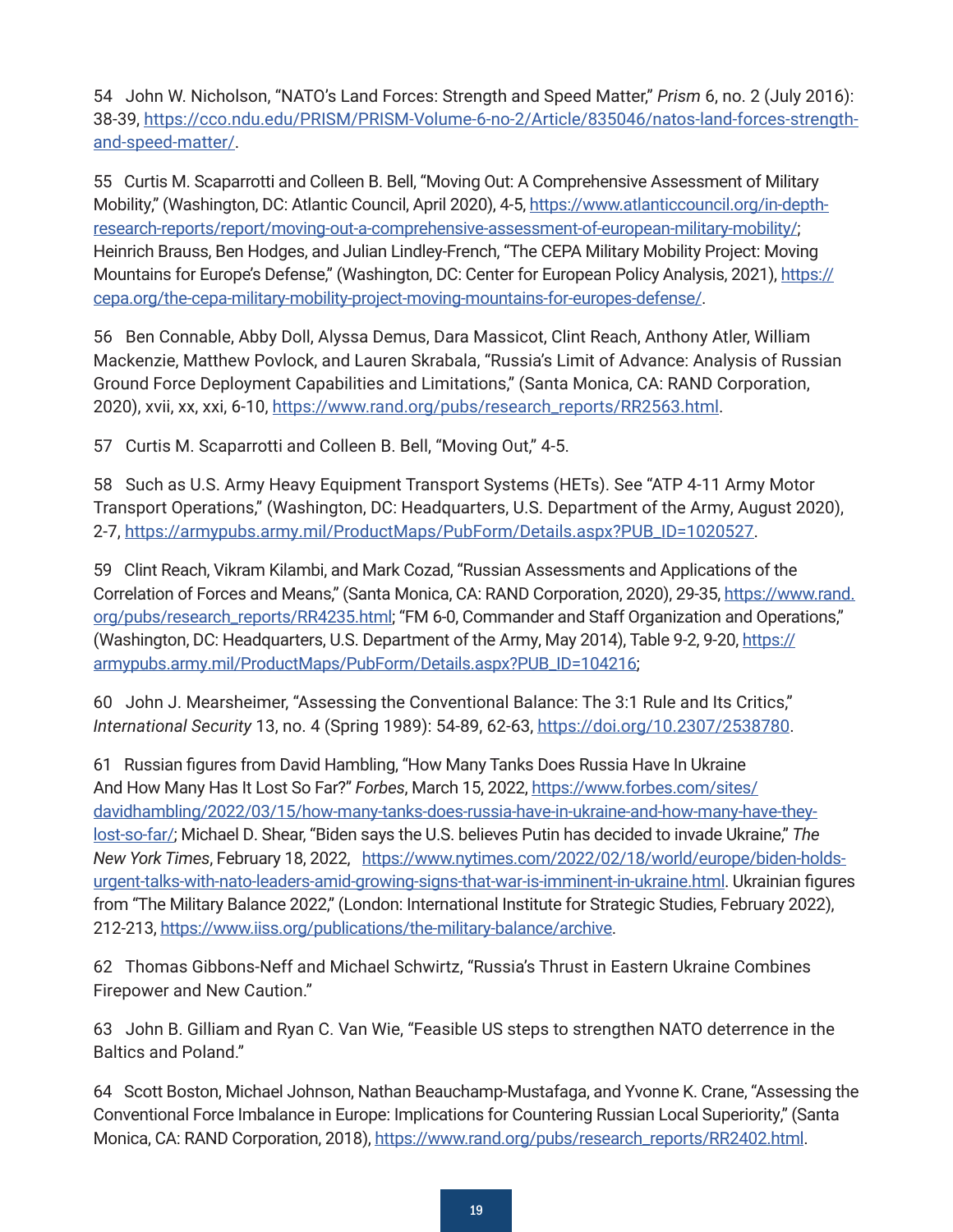54 John W. Nicholson, "NATO's Land Forces: Strength and Speed Matter," *Prism* 6, no. 2 (July 2016): 38-39, https://cco.ndu.edu/PRISM/PRISM-Volume-6-no-2/Article/835046/natos-land-forces-strength-and-speed-matter/.

55 Curtis M. Scaparrotti and Colleen B. Bell, "Moving Out: A Comprehensive Assessment of Military Mobility," (Washington, DC: Atlantic Council, April 2020), 4-5, https://www.atlanticcouncil.org/in-depth-research-reports/report/moving-out-a-comprehensive-assessment-of-european-military-mobility/; Heinrich Brauss, Ben Hodges, and Julian Lindley-French, "The CEPA Military Mobility Project: Moving Mountains for Europe's Defense," (Washington, DC: Center for European Policy Analysis, 2021), https://cepa.org/the-cepa-military-mobility-project-moving-mountains-for-europes-defense/.

56 Ben Connable, Abby Doll, Alyssa Demus, Dara Massicot, Clint Reach, Anthony Atler, William Mackenzie, Matthew Povlock, and Lauren Skrabala, "Russia's Limit of Advance: Analysis of Russian Ground Force Deployment Capabilities and Limitations," (Santa Monica, CA: RAND Corporation, 2020), xvii, xx, xxi, 6-10, https://www.rand.org/pubs/research_reports/RR2563.html.

57 Curtis M. Scaparrotti and Colleen B. Bell, "Moving Out," 4-5.

58 Such as U.S. Army Heavy Equipment Transport Systems (HETs). See "ATP 4-11 Army Motor Transport Operations," (Washington, DC: Headquarters, U.S. Department of the Army, August 2020), 2-7, https://armypubs.army.mil/ProductMaps/PubForm/Details.aspx?PUB_ID=1020527.

59 Clint Reach, Vikram Kilambi, and Mark Cozad, "Russian Assessments and Applications of the Correlation of Forces and Means," (Santa Monica, CA: RAND Corporation, 2020), 29-35, https://www.rand.org/pubs/research_reports/RR4235.html; "FM 6-0, Commander and Staff Organization and Operations," (Washington, DC: Headquarters, U.S. Department of the Army, May 2014), Table 9-2, 9-20, https://armypubs.army.mil/ProductMaps/PubForm/Details.aspx?PUB_ID=104216;

60 John J. Mearsheimer, "Assessing the Conventional Balance: The 3:1 Rule and Its Critics," *International Security* 13, no. 4 (Spring 1989): 54-89, 62-63, https://doi.org/10.2307/2538780.

61 Russian figures from David Hambling, "How Many Tanks Does Russia Have In Ukraine And How Many Has It Lost So Far?" *Forbes*, March 15, 2022, https://www.forbes.com/sites/davidhambling/2022/03/15/how-many-tanks-does-russia-have-in-ukraine-and-how-many-have-they-lost-so-far/; Michael D. Shear, "Biden says the U.S. believes Putin has decided to invade Ukraine," *The New York Times*, February 18, 2022, https://www.nytimes.com/2022/02/18/world/europe/biden-holds-urgent-talks-with-nato-leaders-amid-growing-signs-that-war-is-imminent-in-ukraine.html. Ukrainian figures from "The Military Balance 2022," (London: International Institute for Strategic Studies, February 2022), 212-213, https://www.iiss.org/publications/the-military-balance/archive.

62 Thomas Gibbons-Neff and Michael Schwirtz, "Russia's Thrust in Eastern Ukraine Combines Firepower and New Caution."

63 John B. Gilliam and Ryan C. Van Wie, "Feasible US steps to strengthen NATO deterrence in the Baltics and Poland."

64 Scott Boston, Michael Johnson, Nathan Beauchamp-Mustafaga, and Yvonne K. Crane, "Assessing the Conventional Force Imbalance in Europe: Implications for Countering Russian Local Superiority," (Santa Monica, CA: RAND Corporation, 2018), https://www.rand.org/pubs/research_reports/RR2402.html.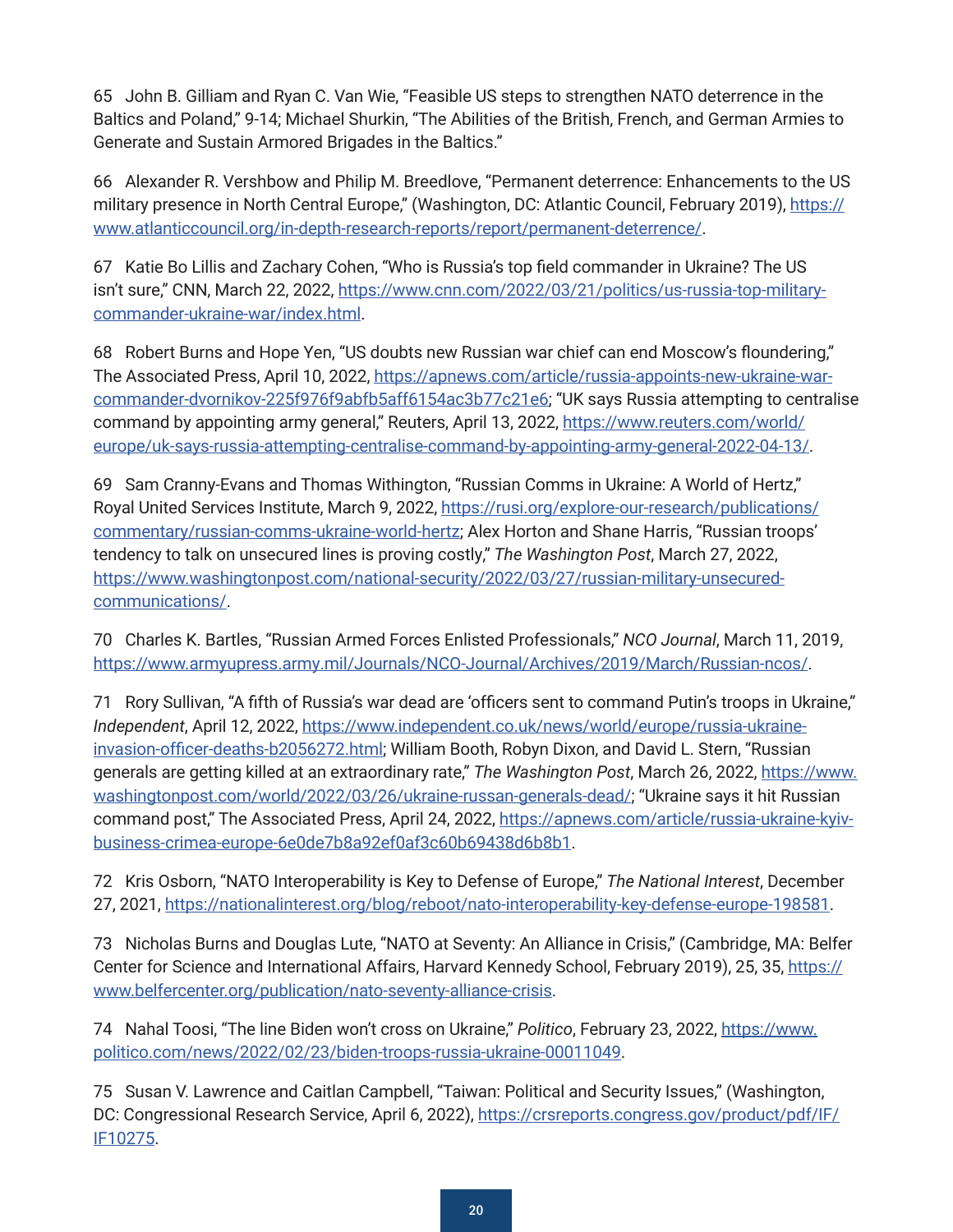65 John B. Gilliam and Ryan C. Van Wie, "Feasible US steps to strengthen NATO deterrence in the Baltics and Poland," 9-14; Michael Shurkin, "The Abilities of the British, French, and German Armies to Generate and Sustain Armored Brigades in the Baltics."

66 Alexander R. Vershbow and Philip M. Breedlove, "Permanent deterrence: Enhancements to the US military presence in North Central Europe," (Washington, DC: Atlantic Council, February 2019), https://www.atlanticcouncil.org/in-depth-research-reports/report/permanent-deterrence/.

67 Katie Bo Lillis and Zachary Cohen, "Who is Russia's top field commander in Ukraine? The US isn't sure," CNN, March 22, 2022, https://www.cnn.com/2022/03/21/politics/us-russia-top-military-commander-ukraine-war/index.html.

68 Robert Burns and Hope Yen, "US doubts new Russian war chief can end Moscow's floundering," The Associated Press, April 10, 2022, https://apnews.com/article/russia-appoints-new-ukraine-war-commander-dvornikov-225f976f9abfb5aff6154ac3b77c21e6; "UK says Russia attempting to centralise command by appointing army general," Reuters, April 13, 2022, https://www.reuters.com/world/europe/uk-says-russia-attempting-centralise-command-by-appointing-army-general-2022-04-13/.

69 Sam Cranny-Evans and Thomas Withington, "Russian Comms in Ukraine: A World of Hertz," Royal United Services Institute, March 9, 2022, https://rusi.org/explore-our-research/publications/commentary/russian-comms-ukraine-world-hertz; Alex Horton and Shane Harris, "Russian troops' tendency to talk on unsecured lines is proving costly," *The Washington Post*, March 27, 2022, https://www.washingtonpost.com/national-security/2022/03/27/russian-military-unsecured-communications/.

70 Charles K. Bartles, "Russian Armed Forces Enlisted Professionals," *NCO Journal*, March 11, 2019, https://www.armyupress.army.mil/Journals/NCO-Journal/Archives/2019/March/Russian-ncos/.

71 Rory Sullivan, "A fifth of Russia's war dead are 'officers sent to command Putin's troops in Ukraine," *Independent*, April 12, 2022, https://www.independent.co.uk/news/world/europe/russia-ukraine-invasion-officer-deaths-b2056272.html; William Booth, Robyn Dixon, and David L. Stern, "Russian generals are getting killed at an extraordinary rate," *The Washington Post*, March 26, 2022, https://www.washingtonpost.com/world/2022/03/26/ukraine-russan-generals-dead/; "Ukraine says it hit Russian command post," The Associated Press, April 24, 2022, https://apnews.com/article/russia-ukraine-kyiv-business-crimea-europe-6e0de7b8a92ef0af3c60b69438d6b8b1.

72 Kris Osborn, "NATO Interoperability is Key to Defense of Europe," *The National Interest*, December 27, 2021, https://nationalinterest.org/blog/reboot/nato-interoperability-key-defense-europe-198581.

73 Nicholas Burns and Douglas Lute, "NATO at Seventy: An Alliance in Crisis," (Cambridge, MA: Belfer Center for Science and International Affairs, Harvard Kennedy School, February 2019), 25, 35, https://www.belfercenter.org/publication/nato-seventy-alliance-crisis.

74 Nahal Toosi, "The line Biden won't cross on Ukraine," *Politico*, February 23, 2022, https://www.politico.com/news/2022/02/23/biden-troops-russia-ukraine-00011049.

75 Susan V. Lawrence and Caitlan Campbell, "Taiwan: Political and Security Issues," (Washington, DC: Congressional Research Service, April 6, 2022), https://crsreports.congress.gov/product/pdf/IF/IF10275.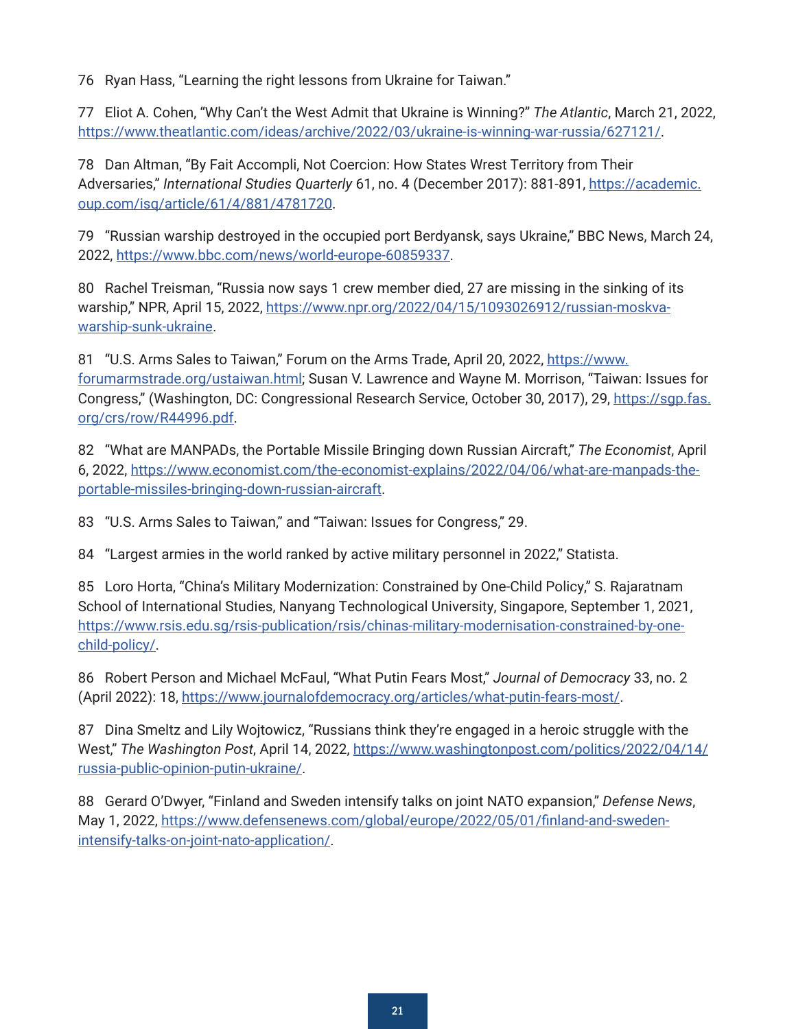76 Ryan Hass, "Learning the right lessons from Ukraine for Taiwan."

77 Eliot A. Cohen, "Why Can't the West Admit that Ukraine is Winning?" *The Atlantic*, March 21, 2022, https://www.theatlantic.com/ideas/archive/2022/03/ukraine-is-winning-war-russia/627121/.

78 Dan Altman, "By Fait Accompli, Not Coercion: How States Wrest Territory from Their Adversaries," *International Studies Quarterly* 61, no. 4 (December 2017): 881-891, https://academic.oup.com/isq/article/61/4/881/4781720.

79 "Russian warship destroyed in the occupied port Berdyansk, says Ukraine," BBC News, March 24, 2022, https://www.bbc.com/news/world-europe-60859337.

80 Rachel Treisman, "Russia now says 1 crew member died, 27 are missing in the sinking of its warship," NPR, April 15, 2022, https://www.npr.org/2022/04/15/1093026912/russian-moskva-warship-sunk-ukraine.

81 "U.S. Arms Sales to Taiwan," Forum on the Arms Trade, April 20, 2022, https://www.forumarmstrade.org/ustaiwan.html; Susan V. Lawrence and Wayne M. Morrison, "Taiwan: Issues for Congress," (Washington, DC: Congressional Research Service, October 30, 2017), 29, https://sgp.fas.org/crs/row/R44996.pdf.

82 "What are MANPADs, the Portable Missile Bringing down Russian Aircraft," *The Economist*, April 6, 2022, https://www.economist.com/the-economist-explains/2022/04/06/what-are-manpads-the-portable-missiles-bringing-down-russian-aircraft.

83 "U.S. Arms Sales to Taiwan," and "Taiwan: Issues for Congress," 29.

84 "Largest armies in the world ranked by active military personnel in 2022," Statista.

85 Loro Horta, "China's Military Modernization: Constrained by One-Child Policy," S. Rajaratnam School of International Studies, Nanyang Technological University, Singapore, September 1, 2021, https://www.rsis.edu.sg/rsis-publication/rsis/chinas-military-modernisation-constrained-by-one-child-policy/.

86 Robert Person and Michael McFaul, "What Putin Fears Most," *Journal of Democracy* 33, no. 2 (April 2022): 18, https://www.journalofdemocracy.org/articles/what-putin-fears-most/.

87 Dina Smeltz and Lily Wojtowicz, "Russians think they're engaged in a heroic struggle with the West," *The Washington Post*, April 14, 2022, https://www.washingtonpost.com/politics/2022/04/14/russia-public-opinion-putin-ukraine/.

88 Gerard O'Dwyer, "Finland and Sweden intensify talks on joint NATO expansion," *Defense News*, May 1, 2022, https://www.defensenews.com/global/europe/2022/05/01/finland-and-sweden-intensify-talks-on-joint-nato-application/.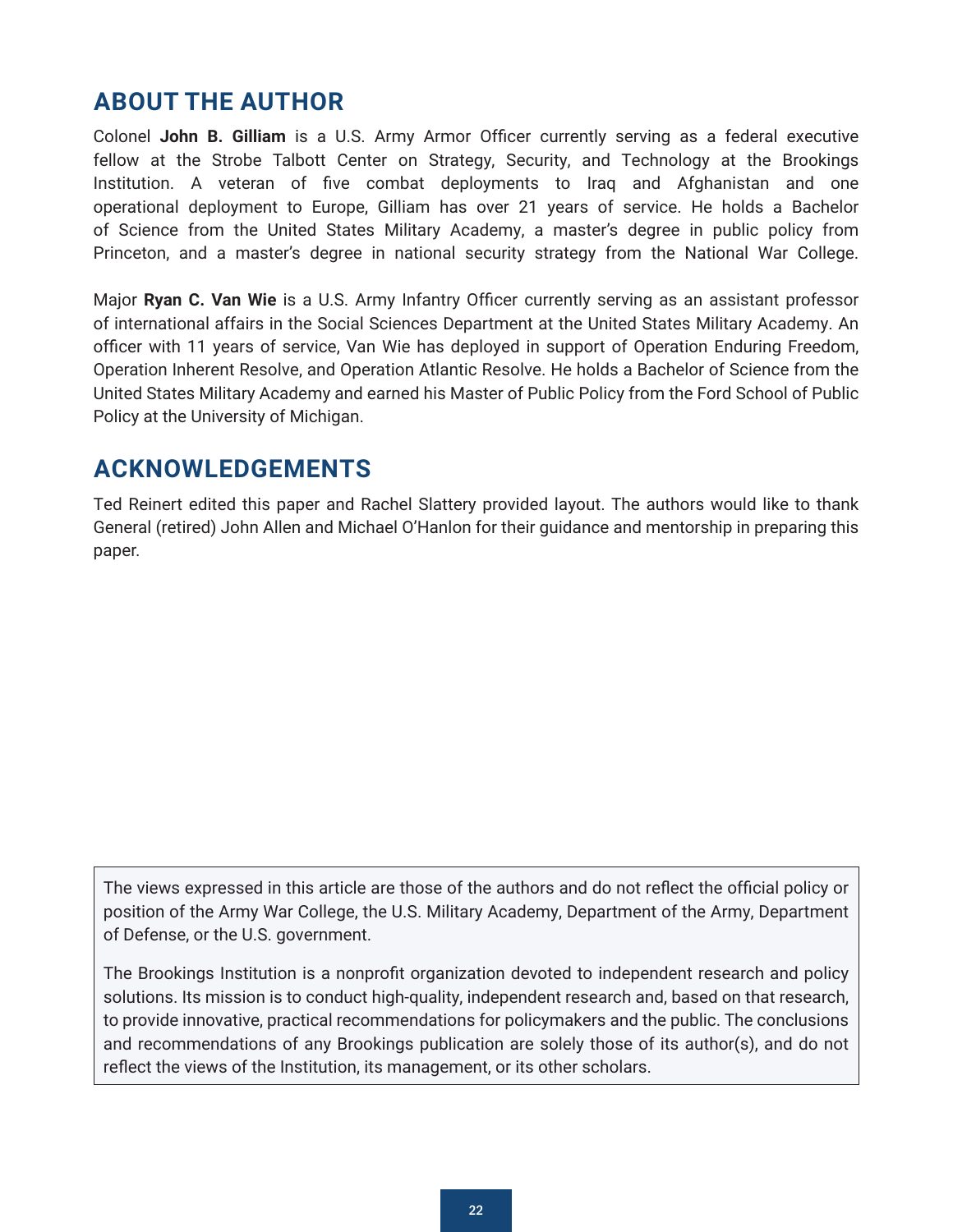## ABOUT THE AUTHOR

Colonel **John B. Gilliam** is a U.S. Army Armor Officer currently serving as a federal executive fellow at the Strobe Talbott Center on Strategy, Security, and Technology at the Brookings Institution. A veteran of five combat deployments to Iraq and Afghanistan and one operational deployment to Europe, Gilliam has over 21 years of service. He holds a Bachelor of Science from the United States Military Academy, a master's degree in public policy from Princeton, and a master's degree in national security strategy from the National War College.

Major **Ryan C. Van Wie** is a U.S. Army Infantry Officer currently serving as an assistant professor of international affairs in the Social Sciences Department at the United States Military Academy. An officer with 11 years of service, Van Wie has deployed in support of Operation Enduring Freedom, Operation Inherent Resolve, and Operation Atlantic Resolve. He holds a Bachelor of Science from the United States Military Academy and earned his Master of Public Policy from the Ford School of Public Policy at the University of Michigan.

## ACKNOWLEDGEMENTS

Ted Reinert edited this paper and Rachel Slattery provided layout. The authors would like to thank General (retired) John Allen and Michael O'Hanlon for their guidance and mentorship in preparing this paper.

The views expressed in this article are those of the authors and do not reflect the official policy or position of the Army War College, the U.S. Military Academy, Department of the Army, Department of Defense, or the U.S. government.

The Brookings Institution is a nonprofit organization devoted to independent research and policy solutions. Its mission is to conduct high-quality, independent research and, based on that research, to provide innovative, practical recommendations for policymakers and the public. The conclusions and recommendations of any Brookings publication are solely those of its author(s), and do not reflect the views of the Institution, its management, or its other scholars.